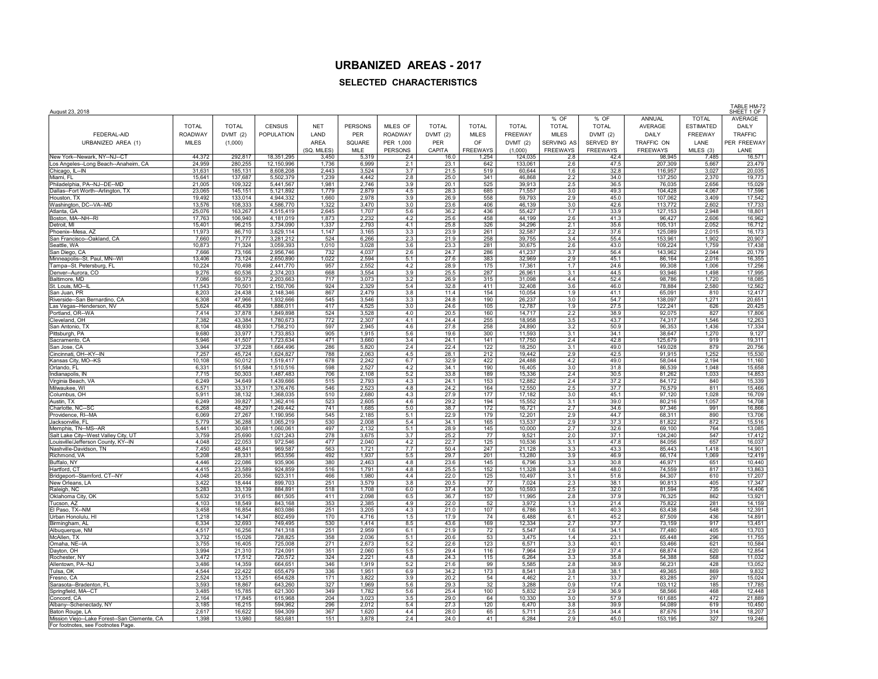# URBANIZED AREAS - 2017

## SELECTED CHARACTERISTICS

August 23, 2018

TABLE HM-72
SHEET 1 OF 7

| FEDERAL-AID URBANIZED AREA (1) | TOTAL ROADWAY MILES | TOTAL DVMT (2) (1,000) | CENSUS POPULATION | NET LAND AREA (SQ. MILES) | PERSONS PER SQUARE MILE | MILES OF ROADWAY PER 1,000 PERSONS | TOTAL DVMT (2) PER CAPITA | TOTAL MILES OF FREEWAYS | TOTAL FREEWAY DVMT (2) (1,000) | % OF TOTAL MILES SERVING AS FREEWAYS | % OF TOTAL DVMT (2) SERVED BY FREEWAYS | ANNUAL AVERAGE DAILY TRAFFIC ON FREEWAYS | TOTAL ESTIMATED FREEWAY LANE MILES (3) | AVERAGE DAILY TRAFFIC PER FREEWAY LANE |
|---|---|---|---|---|---|---|---|---|---|---|---|---|---|---|
| New York--Newark, NY--NJ--CT | 44,372 | 292,817 | 18,351,295 | 3,450 | 5,319 | 2.4 | 16.0 | 1,254 | 124,035 | 2.8 | 42.4 | 98,945 | 7,485 | 16,571 |
| Los Angeles--Long Beach--Anaheim, CA | 24,959 | 280,255 | 12,150,996 | 1,736 | 6,999 | 2.1 | 23.1 | 642 | 133,061 | 2.6 | 47.5 | 207,309 | 5,667 | 23,479 |
| Chicago, IL--IN | 31,631 | 185,131 | 8,608,208 | 2,443 | 3,524 | 3.7 | 21.5 | 519 | 60,644 | 1.6 | 32.8 | 116,957 | 3,027 | 20,035 |
| Miami, FL | 15,641 | 137,687 | 5,502,379 | 1,239 | 4,442 | 2.8 | 25.0 | 341 | 46,868 | 2.2 | 34.0 | 137,250 | 2,370 | 19,773 |
| Philadelphia, PA--NJ--DE--MD | 21,005 | 109,322 | 5,441,567 | 1,981 | 2,746 | 3.9 | 20.1 | 525 | 39,913 | 2.5 | 36.5 | 76,035 | 2,656 | 15,029 |
| Dallas--Fort Worth--Arlington, TX | 23,065 | 145,151 | 5,121,892 | 1,779 | 2,879 | 4.5 | 28.3 | 685 | 71,557 | 3.0 | 49.3 | 104,428 | 4,067 | 17,596 |
| Houston, TX | 19,492 | 133,014 | 4,944,332 | 1,660 | 2,978 | 3.9 | 26.9 | 558 | 59,793 | 2.9 | 45.0 | 107,062 | 3,409 | 17,542 |
| Washington, DC--VA--MD | 13,576 | 108,333 | 4,586,770 | 1,322 | 3,470 | 3.0 | 23.6 | 406 | 46,139 | 3.0 | 42.6 | 113,772 | 2,602 | 17,733 |
| Atlanta, GA | 25,076 | 163,267 | 4,515,419 | 2,645 | 1,707 | 5.6 | 36.2 | 436 | 55,427 | 1.7 | 33.9 | 127,153 | 2,948 | 18,801 |
| Boston, MA--NH--RI | 17,763 | 106,940 | 4,181,019 | 1,873 | 2,232 | 4.2 | 25.6 | 458 | 44,199 | 2.6 | 41.3 | 96,427 | 2,606 | 16,962 |
| Detroit, MI | 15,401 | 96,215 | 3,734,090 | 1,337 | 2,793 | 4.1 | 25.8 | 326 | 34,296 | 2.1 | 35.6 | 105,131 | 2,052 | 16,712 |
| Phoenix--Mesa, AZ | 11,973 | 86,710 | 3,629,114 | 1,147 | 3,165 | 3.3 | 23.9 | 261 | 32,587 | 2.2 | 37.6 | 125,089 | 2,015 | 16,173 |
| San Francisco--Oakland, CA | 7,660 | 71,777 | 3,281,212 | 524 | 6,266 | 2.3 | 21.9 | 258 | 39,755 | 3.4 | 55.4 | 153,961 | 1,902 | 20,907 |
| Seattle, WA | 10,873 | 71,324 | 3,059,393 | 1,010 | 3,028 | 3.6 | 23.3 | 281 | 30,675 | 2.6 | 43.0 | 109,224 | 1,759 | 17,438 |
| San Diego, CA | 7,666 | 73,166 | 2,956,746 | 732 | 4,037 | 2.6 | 24.7 | 286 | 41,237 | 3.7 | 56.4 | 143,962 | 2,044 | 20,179 |
| Minneapolis--St. Paul, MN--WI | 13,406 | 73,124 | 2,650,890 | 1,022 | 2,594 | 5.1 | 27.6 | 383 | 32,969 | 2.9 | 45.1 | 86,164 | 2,016 | 16,355 |
| Tampa--St. Petersburg, FL | 10,224 | 70,498 | 2,441,770 | 957 | 2,552 | 4.2 | 28.9 | 175 | 17,361 | 1.7 | 24.6 | 99,308 | 1,006 | 17,256 |
| Denver--Aurora, CO | 9,276 | 60,536 | 2,374,203 | 668 | 3,554 | 3.9 | 25.5 | 287 | 26,961 | 3.1 | 44.5 | 93,946 | 1,498 | 17,995 |
| Baltimore, MD | 7,086 | 59,373 | 2,203,663 | 717 | 3,073 | 3.2 | 26.9 | 315 | 31,098 | 4.4 | 52.4 | 98,786 | 1,720 | 18,085 |
| St. Louis, MO--IL | 11,543 | 70,501 | 2,150,706 | 924 | 2,329 | 5.4 | 32.8 | 411 | 32,408 | 3.6 | 46.0 | 78,884 | 2,580 | 12,562 |
| San Juan, PR | 8,203 | 24,438 | 2,148,346 | 867 | 2,479 | 3.8 | 11.4 | 154 | 10,054 | 1.9 | 41.1 | 65,091 | 810 | 12,417 |
| Riverside--San Bernardino, CA | 6,308 | 47,966 | 1,932,666 | 545 | 3,546 | 3.3 | 24.8 | 190 | 26,237 | 3.0 | 54.7 | 138,097 | 1,271 | 20,651 |
| Las Vegas--Henderson, NV | 5,624 | 46,439 | 1,886,011 | 417 | 4,525 | 3.0 | 24.6 | 105 | 12,787 | 1.9 | 27.5 | 122,241 | 626 | 20,425 |
| Portland, OR--WA | 7,414 | 37,878 | 1,849,898 | 524 | 3,528 | 4.0 | 20.5 | 160 | 14,717 | 2.2 | 38.9 | 92,075 | 827 | 17,806 |
| Cleveland, OH | 7,382 | 43,384 | 1,780,673 | 772 | 2,307 | 4.1 | 24.4 | 255 | 18,958 | 3.5 | 43.7 | 74,317 | 1,546 | 12,263 |
| San Antonio, TX | 8,104 | 48,930 | 1,758,210 | 597 | 2,945 | 4.6 | 27.8 | 258 | 24,890 | 3.2 | 50.9 | 96,353 | 1,436 | 17,334 |
| Pittsburgh, PA | 9,680 | 33,977 | 1,733,853 | 905 | 1,915 | 5.6 | 19.6 | 300 | 11,593 | 3.1 | 34.1 | 38,647 | 1,270 | 9,127 |
| Sacramento, CA | 5,946 | 41,507 | 1,723,634 | 471 | 3,660 | 3.4 | 24.1 | 141 | 17,750 | 2.4 | 42.8 | 125,679 | 919 | 19,311 |
| San Jose, CA | 3,944 | 37,228 | 1,664,496 | 286 | 5,820 | 2.4 | 22.4 | 122 | 18,250 | 3.1 | 49.0 | 149,028 | 879 | 20,756 |
| Cincinnati, OH--KY--IN | 7,257 | 45,724 | 1,624,827 | 788 | 2,063 | 4.5 | 28.1 | 212 | 19,442 | 2.9 | 42.5 | 91,915 | 1,252 | 15,530 |
| Kansas City, MO--KS | 10,108 | 50,012 | 1,519,417 | 678 | 2,242 | 6.7 | 32.9 | 422 | 24,488 | 4.2 | 49.0 | 58,044 | 2,194 | 11,160 |
| Orlando, FL | 6,331 | 51,584 | 1,510,516 | 598 | 2,527 | 4.2 | 34.1 | 190 | 16,405 | 3.0 | 31.8 | 86,539 | 1,048 | 15,658 |
| Indianapolis, IN | 7,715 | 50,303 | 1,487,483 | 706 | 2,108 | 5.2 | 33.8 | 189 | 15,336 | 2.4 | 30.5 | 81,262 | 1,033 | 14,853 |
| Virginia Beach, VA | 6,249 | 34,649 | 1,439,666 | 515 | 2,793 | 4.3 | 24.1 | 153 | 12,882 | 2.4 | 37.2 | 84,172 | 840 | 15,339 |
| Milwaukee, WI | 6,571 | 33,317 | 1,376,476 | 546 | 2,523 | 4.8 | 24.2 | 164 | 12,550 | 2.5 | 37.7 | 76,579 | 811 | 15,466 |
| Columbus, OH | 5,911 | 38,132 | 1,368,035 | 510 | 2,680 | 4.3 | 27.9 | 177 | 17,182 | 3.0 | 45.1 | 97,120 | 1,028 | 16,709 |
| Austin, TX | 6,249 | 39,827 | 1,362,416 | 523 | 2,605 | 4.6 | 29.2 | 194 | 15,552 | 3.1 | 39.0 | 80,216 | 1,057 | 14,708 |
| Charlotte, NC--SC | 6,268 | 48,297 | 1,249,442 | 741 | 1,685 | 5.0 | 38.7 | 172 | 16,721 | 2.7 | 34.6 | 97,346 | 991 | 16,866 |
| Providence, RI--MA | 6,069 | 27,267 | 1,190,956 | 545 | 2,185 | 5.1 | 22.9 | 179 | 12,201 | 2.9 | 44.7 | 68,311 | 890 | 13,706 |
| Jacksonville, FL | 5,779 | 36,288 | 1,065,219 | 530 | 2,008 | 5.4 | 34.1 | 165 | 13,537 | 2.9 | 37.3 | 81,822 | 872 | 15,516 |
| Memphis, TN--MS--AR | 5,441 | 30,681 | 1,060,061 | 497 | 2,132 | 5.1 | 28.9 | 145 | 10,000 | 2.7 | 32.6 | 69,100 | 764 | 13,085 |
| Salt Lake City--West Valley City, UT | 3,759 | 25,690 | 1,021,243 | 278 | 3,675 | 3.7 | 25.2 | 77 | 9,521 | 2.0 | 37.1 | 124,240 | 547 | 17,412 |
| Louisville/Jefferson County, KY--IN | 4,048 | 22,053 | 972,546 | 477 | 2,040 | 4.2 | 22.7 | 125 | 10,536 | 3.1 | 47.8 | 84,056 | 657 | 16,037 |
| Nashville-Davidson, TN | 7,450 | 48,841 | 969,587 | 563 | 1,721 | 7.7 | 50.4 | 247 | 21,128 | 3.3 | 43.3 | 85,443 | 1,418 | 14,901 |
| Richmond, VA | 5,208 | 28,331 | 953,556 | 492 | 1,937 | 5.5 | 29.7 | 201 | 13,280 | 3.9 | 46.9 | 66,174 | 1,069 | 12,419 |
| Buffalo, NY | 4,446 | 22,086 | 935,906 | 380 | 2,463 | 4.8 | 23.6 | 145 | 6,796 | 3.3 | 30.8 | 46,971 | 651 | 10,440 |
| Hartford, CT | 4,415 | 23,589 | 924,859 | 516 | 1,791 | 4.8 | 25.5 | 152 | 11,328 | 3.4 | 48.0 | 74,559 | 817 | 13,863 |
| Bridgeport--Stamford, CT--NY | 4,048 | 20,356 | 923,311 | 466 | 1,980 | 4.4 | 22.0 | 125 | 10,497 | 3.1 | 51.6 | 84,307 | 610 | 17,207 |
| New Orleans, LA | 3,422 | 18,444 | 899,703 | 251 | 3,579 | 3.8 | 20.5 | 77 | 7,024 | 2.3 | 38.1 | 90,813 | 405 | 17,347 |
| Raleigh, NC | 5,283 | 33,139 | 884,891 | 518 | 1,708 | 6.0 | 37.4 | 130 | 10,593 | 2.5 | 32.0 | 81,594 | 735 | 14,406 |
| Oklahoma City, OK | 5,632 | 31,615 | 861,505 | 411 | 2,098 | 6.5 | 36.7 | 157 | 11,995 | 2.8 | 37.9 | 76,325 | 862 | 13,921 |
| Tucson, AZ | 4,103 | 18,549 | 843,168 | 353 | 2,385 | 4.9 | 22.0 | 52 | 3,972 | 1.3 | 21.4 | 75,822 | 281 | 14,159 |
| El Paso, TX--NM | 3,458 | 16,854 | 803,086 | 251 | 3,205 | 4.3 | 21.0 | 107 | 6,786 | 3.1 | 40.3 | 63,438 | 548 | 12,391 |
| Urban Honolulu, HI | 1,218 | 14,347 | 802,459 | 170 | 4,716 | 1.5 | 17.9 | 74 | 6,488 | 6.1 | 45.2 | 87,509 | 436 | 14,891 |
| Birmingham, AL | 6,334 | 32,693 | 749,495 | 530 | 1,414 | 8.5 | 43.6 | 169 | 12,334 | 2.7 | 37.7 | 73,159 | 917 | 13,451 |
| Albuquerque, NM | 4,517 | 16,256 | 741,318 | 251 | 2,959 | 6.1 | 21.9 | 72 | 5,547 | 1.6 | 34.1 | 77,480 | 405 | 13,703 |
| McAllen, TX | 3,732 | 15,026 | 728,825 | 358 | 2,036 | 5.1 | 20.6 | 53 | 3,475 | 1.4 | 23.1 | 65,448 | 296 | 11,755 |
| Omaha, NE--IA | 3,755 | 16,405 | 725,008 | 271 | 2,673 | 5.2 | 22.6 | 123 | 6,571 | 3.3 | 40.1 | 53,466 | 621 | 10,584 |
| Dayton, OH | 3,994 | 21,310 | 724,091 | 351 | 2,060 | 5.5 | 29.4 | 116 | 7,964 | 2.9 | 37.4 | 68,874 | 620 | 12,854 |
| Rochester, NY | 3,472 | 17,512 | 720,572 | 324 | 2,221 | 4.8 | 24.3 | 115 | 6,264 | 3.3 | 35.8 | 54,388 | 568 | 11,032 |
| Allentown, PA--NJ | 3,486 | 14,359 | 664,651 | 346 | 1,919 | 5.2 | 21.6 | 99 | 5,585 | 2.8 | 38.9 | 56,231 | 428 | 13,052 |
| Tulsa, OK | 4,544 | 22,422 | 655,479 | 336 | 1,951 | 6.9 | 34.2 | 173 | 8,541 | 3.8 | 38.1 | 49,365 | 869 | 9,832 |
| Fresno, CA | 2,524 | 13,251 | 654,628 | 171 | 3,822 | 3.9 | 20.2 | 54 | 4,462 | 2.1 | 33.7 | 83,285 | 297 | 15,024 |
| Sarasota--Bradenton, FL | 3,593 | 18,867 | 643,260 | 327 | 1,969 | 5.6 | 29.3 | 32 | 3,288 | 0.9 | 17.4 | 103,112 | 185 | 17,785 |
| Springfield, MA--CT | 3,485 | 15,785 | 621,300 | 349 | 1,782 | 5.6 | 25.4 | 100 | 5,832 | 2.9 | 36.9 | 58,566 | 468 | 12,448 |
| Concord, CA | 2,164 | 17,845 | 615,968 | 204 | 3,023 | 3.5 | 29.0 | 64 | 10,330 | 3.0 | 57.9 | 161,685 | 472 | 21,889 |
| Albany--Schenectady, NY | 3,185 | 16,215 | 594,962 | 296 | 2,012 | 5.4 | 27.3 | 120 | 6,470 | 3.8 | 39.9 | 54,089 | 619 | 10,450 |
| Baton Rouge, LA | 2,617 | 16,622 | 594,309 | 367 | 1,620 | 4.4 | 28.0 | 65 | 5,711 | 2.5 | 34.4 | 87,676 | 314 | 18,207 |
| Mission Viejo--Lake Forest--San Clemente, CA | 1,398 | 13,980 | 583,681 | 151 | 3,878 | 2.4 | 24.0 | 41 | 6,284 | 2.9 | 45.0 | 153,195 | 327 | 19,246 |

For footnotes, see Footnotes Page.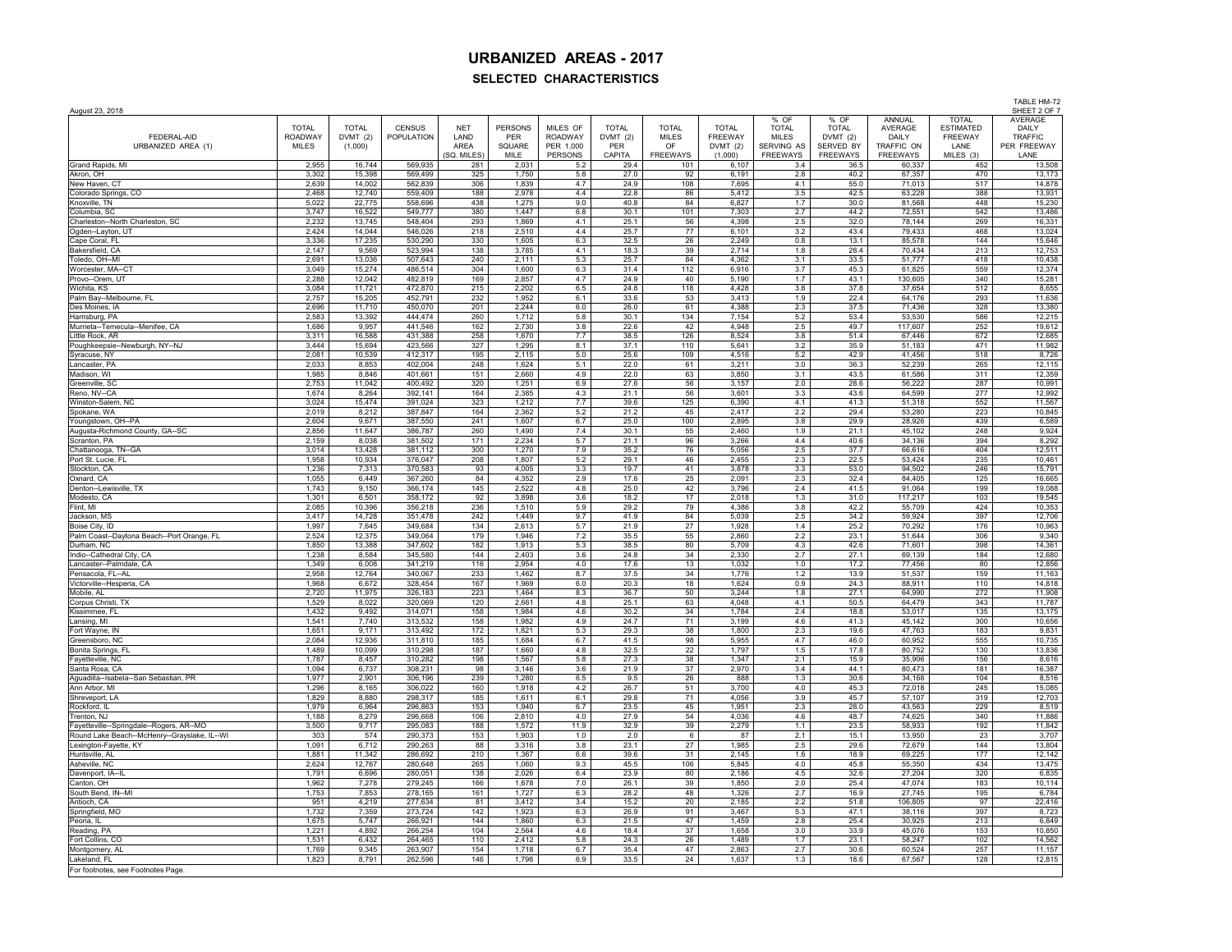# URBANIZED AREAS - 2017

## SELECTED CHARACTERISTICS

August 23, 2018

TABLE HM-72
SHEET 2 OF 7

| FEDERAL-AID URBANIZED AREA (1) | TOTAL ROADWAY MILES | TOTAL DVMT (2) (1,000) | CENSUS POPULATION | NET LAND AREA (SQ. MILES) | PERSONS PER SQUARE MILE | MILES OF ROADWAY PER 1,000 PERSONS | TOTAL DVMT (2) PER CAPITA | TOTAL MILES OF FREEWAYS | TOTAL FREEWAY DVMT (2) (1,000) | % OF TOTAL MILES SERVING AS FREEWAYS | % OF TOTAL DVMT (2) SERVED BY FREEWAYS | ANNUAL AVERAGE DAILY TRAFFIC ON FREEWAYS | TOTAL ESTIMATED FREEWAY LANE MILES (3) | AVERAGE DAILY TRAFFIC PER FREEWAY LANE |
|---|---|---|---|---|---|---|---|---|---|---|---|---|---|---|
| Grand Rapids, MI | 2,955 | 16,744 | 569,935 | 281 | 2,031 | 5.2 | 29.4 | 101 | 6,107 | 3.4 | 36.5 | 60,337 | 452 | 13,508 |
| Akron, OH | 3,302 | 15,398 | 569,499 | 325 | 1,750 | 5.8 | 27.0 | 92 | 6,191 | 2.8 | 40.2 | 67,357 | 470 | 13,173 |
| New Haven, CT | 2,639 | 14,002 | 562,839 | 306 | 1,839 | 4.7 | 24.9 | 108 | 7,695 | 4.1 | 55.0 | 71,013 | 517 | 14,878 |
| Colorado Springs, CO | 2,468 | 12,740 | 559,409 | 188 | 2,978 | 4.4 | 22.8 | 86 | 5,412 | 3.5 | 42.5 | 63,228 | 388 | 13,931 |
| Knoxville, TN | 5,022 | 22,775 | 558,696 | 438 | 1,275 | 9.0 | 40.8 | 84 | 6,827 | 1.7 | 30.0 | 81,568 | 448 | 15,230 |
| Columbia, SC | 3,747 | 16,522 | 549,777 | 380 | 1,447 | 6.8 | 30.1 | 101 | 7,303 | 2.7 | 44.2 | 72,551 | 542 | 13,486 |
| Charleston--North Charleston, SC | 2,232 | 13,745 | 548,404 | 293 | 1,869 | 4.1 | 25.1 | 56 | 4,398 | 2.5 | 32.0 | 78,144 | 269 | 16,331 |
| Ogden--Layton, UT | 2,424 | 14,044 | 546,026 | 218 | 2,510 | 4.4 | 25.7 | 77 | 6,101 | 3.2 | 43.4 | 79,433 | 468 | 13,024 |
| Cape Coral, FL | 3,336 | 17,235 | 530,290 | 330 | 1,605 | 6.3 | 32.5 | 26 | 2,249 | 0.8 | 13.1 | 85,578 | 144 | 15,646 |
| Bakersfield, CA | 2,147 | 9,569 | 523,994 | 138 | 3,785 | 4.1 | 18.3 | 39 | 2,714 | 1.8 | 28.4 | 70,434 | 213 | 12,753 |
| Toledo, OH--MI | 2,691 | 13,036 | 507,643 | 240 | 2,111 | 5.3 | 25.7 | 84 | 4,362 | 3.1 | 33.5 | 51,777 | 418 | 10,438 |
| Worcester, MA--CT | 3,049 | 15,274 | 486,514 | 304 | 1,600 | 6.3 | 31.4 | 112 | 6,916 | 3.7 | 45.3 | 61,825 | 559 | 12,374 |
| Provo--Orem, UT | 2,288 | 12,042 | 482,819 | 169 | 2,857 | 4.7 | 24.9 | 40 | 5,190 | 1.7 | 43.1 | 130,605 | 340 | 15,281 |
| Wichita, KS | 3,084 | 11,721 | 472,870 | 215 | 2,202 | 6.5 | 24.8 | 118 | 4,428 | 3.8 | 37.8 | 37,654 | 512 | 8,655 |
| Palm Bay--Melbourne, FL | 2,757 | 15,205 | 452,791 | 232 | 1,952 | 6.1 | 33.6 | 53 | 3,413 | 1.9 | 22.4 | 64,176 | 293 | 11,636 |
| Des Moines, IA | 2,696 | 11,710 | 450,070 | 201 | 2,244 | 6.0 | 26.0 | 61 | 4,388 | 2.3 | 37.5 | 71,436 | 328 | 13,380 |
| Harrisburg, PA | 2,583 | 13,392 | 444,474 | 260 | 1,712 | 5.8 | 30.1 | 134 | 7,154 | 5.2 | 53.4 | 53,530 | 586 | 12,215 |
| Murrieta--Temecula--Menifee, CA | 1,686 | 9,957 | 441,546 | 162 | 2,730 | 3.8 | 22.6 | 42 | 4,948 | 2.5 | 49.7 | 117,607 | 252 | 19,612 |
| Little Rock, AR | 3,311 | 16,588 | 431,388 | 258 | 1,670 | 7.7 | 38.5 | 126 | 8,524 | 3.8 | 51.4 | 67,446 | 672 | 12,685 |
| Poughkeepsie--Newburgh, NY--NJ | 3,444 | 15,694 | 423,566 | 327 | 1,295 | 8.1 | 37.1 | 110 | 5,641 | 3.2 | 35.9 | 51,183 | 471 | 11,982 |
| Syracuse, NY | 2,081 | 10,539 | 412,317 | 195 | 2,115 | 5.0 | 25.6 | 109 | 4,516 | 5.2 | 42.9 | 41,456 | 518 | 8,726 |
| Lancaster, PA | 2,033 | 8,853 | 402,004 | 248 | 1,624 | 5.1 | 22.0 | 61 | 3,211 | 3.0 | 36.3 | 52,239 | 265 | 12,115 |
| Madison, WI | 1,985 | 8,846 | 401,661 | 151 | 2,660 | 4.9 | 22.0 | 63 | 3,850 | 3.1 | 43.5 | 61,586 | 311 | 12,359 |
| Greenville, SC | 2,753 | 11,042 | 400,492 | 320 | 1,251 | 6.9 | 27.6 | 56 | 3,157 | 2.0 | 28.6 | 56,222 | 287 | 10,991 |
| Reno, NV--CA | 1,674 | 8,264 | 392,141 | 164 | 2,385 | 4.3 | 21.1 | 56 | 3,601 | 3.3 | 43.6 | 64,599 | 277 | 12,992 |
| Winston-Salem, NC | 3,024 | 15,474 | 391,024 | 323 | 1,212 | 7.7 | 39.6 | 125 | 6,390 | 4.1 | 41.3 | 51,318 | 552 | 11,567 |
| Spokane, WA | 2,019 | 8,212 | 387,847 | 164 | 2,362 | 5.2 | 21.2 | 45 | 2,417 | 2.2 | 29.4 | 53,280 | 223 | 10,845 |
| Youngstown, OH--PA | 2,604 | 9,671 | 387,550 | 241 | 1,607 | 6.7 | 25.0 | 100 | 2,895 | 3.8 | 29.9 | 28,926 | 439 | 6,589 |
| Augusta-Richmond County, GA--SC | 2,856 | 11,647 | 386,787 | 260 | 1,490 | 7.4 | 30.1 | 55 | 2,460 | 1.9 | 21.1 | 45,102 | 248 | 9,924 |
| Scranton, PA | 2,159 | 8,038 | 381,502 | 171 | 2,234 | 5.7 | 21.1 | 96 | 3,266 | 4.4 | 40.6 | 34,136 | 394 | 8,292 |
| Chattanooga, TN--GA | 3,014 | 13,428 | 381,112 | 300 | 1,270 | 7.9 | 35.2 | 76 | 5,056 | 2.5 | 37.7 | 66,616 | 404 | 12,511 |
| Port St. Lucie, FL | 1,958 | 10,934 | 376,047 | 208 | 1,807 | 5.2 | 29.1 | 46 | 2,455 | 2.3 | 22.5 | 53,424 | 235 | 10,461 |
| Stockton, CA | 1,236 | 7,313 | 370,583 | 93 | 4,005 | 3.3 | 19.7 | 41 | 3,878 | 3.3 | 53.0 | 94,502 | 246 | 15,791 |
| Oxnard, CA | 1,055 | 6,449 | 367,260 | 84 | 4,352 | 2.9 | 17.6 | 25 | 2,091 | 2.3 | 32.4 | 84,405 | 125 | 16,665 |
| Denton--Lewisville, TX | 1,743 | 9,150 | 366,174 | 145 | 2,522 | 4.8 | 25.0 | 42 | 3,796 | 2.4 | 41.5 | 91,064 | 199 | 19,088 |
| Modesto, CA | 1,301 | 6,501 | 358,172 | 92 | 3,898 | 3.6 | 18.2 | 17 | 2,018 | 1.3 | 31.0 | 117,217 | 103 | 19,545 |
| Flint, MI | 2,085 | 10,396 | 356,218 | 236 | 1,510 | 5.9 | 29.2 | 79 | 4,386 | 3.8 | 42.2 | 55,709 | 424 | 10,353 |
| Jackson, MS | 3,417 | 14,728 | 351,478 | 242 | 1,449 | 9.7 | 41.9 | 84 | 5,039 | 2.5 | 34.2 | 59,924 | 397 | 12,706 |
| Boise City, ID | 1,997 | 7,645 | 349,684 | 134 | 2,613 | 5.7 | 21.9 | 27 | 1,928 | 1.4 | 25.2 | 70,292 | 176 | 10,963 |
| Palm Coast--Daytona Beach--Port Orange, FL | 2,524 | 12,375 | 349,064 | 179 | 1,946 | 7.2 | 35.5 | 55 | 2,860 | 2.2 | 23.1 | 51,644 | 306 | 9,340 |
| Durham, NC | 1,850 | 13,388 | 347,602 | 182 | 1,913 | 5.3 | 38.5 | 80 | 5,709 | 4.3 | 42.6 | 71,601 | 398 | 14,361 |
| Indio--Cathedral City, CA | 1,238 | 8,584 | 345,580 | 144 | 2,403 | 3.6 | 24.8 | 34 | 2,330 | 2.7 | 27.1 | 69,139 | 184 | 12,680 |
| Lancaster--Palmdale, CA | 1,349 | 6,008 | 341,219 | 116 | 2,954 | 4.0 | 17.6 | 13 | 1,032 | 1.0 | 17.2 | 77,456 | 80 | 12,856 |
| Pensacola, FL--AL | 2,958 | 12,764 | 340,067 | 233 | 1,462 | 8.7 | 37.5 | 34 | 1,776 | 1.2 | 13.9 | 51,537 | 159 | 11,163 |
| Victorville--Hesperia, CA | 1,968 | 6,672 | 328,454 | 167 | 1,969 | 6.0 | 20.3 | 18 | 1,624 | 0.9 | 24.3 | 88,911 | 110 | 14,818 |
| Mobile, AL | 2,720 | 11,975 | 326,183 | 223 | 1,464 | 8.3 | 36.7 | 50 | 3,244 | 1.8 | 27.1 | 64,990 | 272 | 11,908 |
| Corpus Christi, TX | 1,529 | 8,022 | 320,069 | 120 | 2,661 | 4.8 | 25.1 | 63 | 4,048 | 4.1 | 50.5 | 64,479 | 343 | 11,787 |
| Kissimmee, FL | 1,432 | 9,492 | 314,071 | 158 | 1,984 | 4.6 | 30.2 | 34 | 1,784 | 2.4 | 18.8 | 53,017 | 135 | 13,175 |
| Lansing, MI | 1,541 | 7,740 | 313,532 | 158 | 1,982 | 4.9 | 24.7 | 71 | 3,199 | 4.6 | 41.3 | 45,142 | 300 | 10,656 |
| Fort Wayne, IN | 1,651 | 9,171 | 313,492 | 172 | 1,821 | 5.3 | 29.3 | 38 | 1,800 | 2.3 | 19.6 | 47,763 | 183 | 9,831 |
| Greensboro, NC | 2,084 | 12,936 | 311,810 | 185 | 1,684 | 6.7 | 41.5 | 98 | 5,955 | 4.7 | 46.0 | 60,952 | 555 | 10,735 |
| Bonita Springs, FL | 1,489 | 10,099 | 310,298 | 187 | 1,660 | 4.8 | 32.5 | 22 | 1,797 | 1.5 | 17.8 | 80,752 | 130 | 13,836 |
| Fayetteville, NC | 1,787 | 8,457 | 310,282 | 198 | 1,567 | 5.8 | 27.3 | 38 | 1,347 | 2.1 | 15.9 | 35,906 | 156 | 8,616 |
| Santa Rosa, CA | 1,094 | 6,737 | 308,231 | 98 | 3,146 | 3.6 | 21.9 | 37 | 2,970 | 3.4 | 44.1 | 80,473 | 181 | 16,387 |
| Aguadilla--Isabela--San Sebastian, PR | 1,977 | 2,901 | 306,196 | 239 | 1,280 | 6.5 | 9.5 | 26 | 888 | 1.3 | 30.6 | 34,168 | 104 | 8,516 |
| Ann Arbor, MI | 1,296 | 8,165 | 306,022 | 160 | 1,918 | 4.2 | 26.7 | 51 | 3,700 | 4.0 | 45.3 | 72,018 | 245 | 15,085 |
| Shreveport, LA | 1,829 | 8,880 | 298,317 | 185 | 1,611 | 6.1 | 29.8 | 71 | 4,056 | 3.9 | 45.7 | 57,107 | 319 | 12,703 |
| Rockford, IL | 1,979 | 6,964 | 296,863 | 153 | 1,940 | 6.7 | 23.5 | 45 | 1,951 | 2.3 | 28.0 | 43,563 | 229 | 8,519 |
| Trenton, NJ | 1,188 | 8,279 | 296,668 | 106 | 2,810 | 4.0 | 27.9 | 54 | 4,036 | 4.6 | 48.7 | 74,625 | 340 | 11,886 |
| Fayetteville--Springdale--Rogers, AR--MO | 3,500 | 9,717 | 295,083 | 188 | 1,572 | 11.9 | 32.9 | 39 | 2,279 | 1.1 | 23.5 | 58,933 | 192 | 11,842 |
| Round Lake Beach--McHenry--Grayslake, IL--WI | 303 | 574 | 290,373 | 153 | 1,903 | 1.0 | 2.0 | 6 | 87 | 2.1 | 15.1 | 13,950 | 23 | 3,707 |
| Lexington-Fayette, KY | 1,091 | 6,712 | 290,263 | 88 | 3,316 | 3.8 | 23.1 | 27 | 1,985 | 2.5 | 29.6 | 72,679 | 144 | 13,804 |
| Huntsville, AL | 1,881 | 11,342 | 286,692 | 210 | 1,367 | 6.6 | 39.6 | 31 | 2,145 | 1.6 | 18.9 | 69,225 | 177 | 12,142 |
| Asheville, NC | 2,624 | 12,767 | 280,648 | 265 | 1,060 | 9.3 | 45.5 | 106 | 5,845 | 4.0 | 45.8 | 55,350 | 434 | 13,475 |
| Davenport, IA--IL | 1,791 | 6,696 | 280,051 | 138 | 2,026 | 6.4 | 23.9 | 80 | 2,186 | 4.5 | 32.6 | 27,204 | 320 | 6,835 |
| Canton, OH | 1,962 | 7,278 | 279,245 | 166 | 1,678 | 7.0 | 26.1 | 39 | 1,850 | 2.0 | 25.4 | 47,074 | 183 | 10,114 |
| South Bend, IN--MI | 1,753 | 7,853 | 278,165 | 161 | 1,727 | 6.3 | 28.2 | 48 | 1,326 | 2.7 | 16.9 | 27,745 | 195 | 6,784 |
| Antioch, CA | 951 | 4,219 | 277,634 | 81 | 3,412 | 3.4 | 15.2 | 20 | 2,185 | 2.2 | 51.8 | 106,805 | 97 | 22,416 |
| Springfield, MO | 1,732 | 7,359 | 273,724 | 142 | 1,923 | 6.3 | 26.9 | 91 | 3,467 | 5.3 | 47.1 | 38,116 | 397 | 8,723 |
| Peoria, IL | 1,675 | 5,747 | 266,921 | 144 | 1,860 | 6.3 | 21.5 | 47 | 1,459 | 2.8 | 25.4 | 30,925 | 213 | 6,849 |
| Reading, PA | 1,221 | 4,892 | 266,254 | 104 | 2,564 | 4.6 | 18.4 | 37 | 1,658 | 3.0 | 33.9 | 45,076 | 153 | 10,850 |
| Fort Collins, CO | 1,531 | 6,432 | 264,465 | 110 | 2,412 | 5.8 | 24.3 | 26 | 1,489 | 1.7 | 23.1 | 58,247 | 102 | 14,562 |
| Montgomery, AL | 1,769 | 9,345 | 263,907 | 154 | 1,718 | 6.7 | 35.4 | 47 | 2,863 | 2.7 | 30.6 | 60,524 | 257 | 11,157 |
| Lakeland, FL | 1,823 | 8,791 | 262,596 | 146 | 1,798 | 6.9 | 33.5 | 24 | 1,637 | 1.3 | 18.6 | 67,567 | 128 | 12,815 |

For footnotes, see Footnotes Page.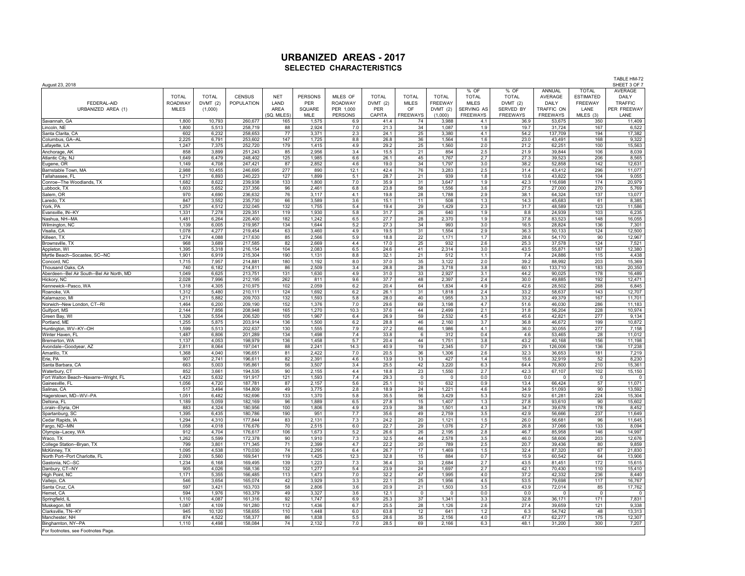# URBANIZED AREAS - 2017

## SELECTED CHARACTERISTICS

August 23, 2018

TABLE HM-72
SHEET 3 OF 7

| FEDERAL-AID URBANIZED AREA (1) | TOTAL ROADWAY MILES | TOTAL DVMT (2) (1,000) | CENSUS POPULATION | NET LAND AREA (SQ. MILES) | PERSONS PER SQUARE MILE | MILES OF ROADWAY PER 1,000 PERSONS | TOTAL DVMT (2) PER CAPITA | TOTAL MILES OF FREEWAYS | TOTAL FREEWAY DVMT (2) (1,000) | % OF TOTAL MILES SERVING AS FREEWAYS | % OF TOTAL DVMT (2) SERVED BY FREEWAYS | ANNUAL AVERAGE DAILY TRAFFIC ON FREEWAYS | TOTAL ESTIMATED FREEWAY LANE MILES (3) | AVERAGE DAILY TRAFFIC PER FREEWAY LANE |
|---|---|---|---|---|---|---|---|---|---|---|---|---|---|---|
| Savannah, GA | 1,800 | 10,793 | 260,677 | 165 | 1,575 | 6.9 | 41.4 | 74 | 3,988 | 4.1 | 36.9 | 53,675 | 350 | 11,409 |
| Lincoln, NE | 1,800 | 5,513 | 258,719 | 88 | 2,924 | 7.0 | 21.3 | 34 | 1,087 | 1.9 | 19.7 | 31,724 | 167 | 6,522 |
| Santa Clarita, CA | 602 | 6,232 | 258,653 | 77 | 3,371 | 2.3 | 24.1 | 25 | 3,380 | 4.1 | 54.2 | 137,709 | 194 | 17,382 |
| Columbus, GA--AL | 2,225 | 6,791 | 253,602 | 147 | 1,725 | 8.8 | 26.8 | 36 | 1,564 | 1.6 | 23.0 | 43,491 | 168 | 9,322 |
| Lafayette, LA | 1,247 | 7,375 | 252,720 | 179 | 1,415 | 4.9 | 29.2 | 25 | 1,560 | 2.0 | 21.2 | 62,251 | 100 | 15,563 |
| Anchorage, AK | 858 | 3,899 | 251,243 | 85 | 2,956 | 3.4 | 15.5 | 21 | 854 | 2.5 | 21.9 | 39,844 | 106 | 8,039 |
| Atlantic City, NJ | 1,649 | 6,479 | 248,402 | 125 | 1,985 | 6.6 | 26.1 | 45 | 1,767 | 2.7 | 27.3 | 39,523 | 206 | 8,565 |
| Eugene, OR | 1,149 | 4,708 | 247,421 | 87 | 2,852 | 4.6 | 19.0 | 34 | 1,797 | 3.0 | 38.2 | 52,858 | 142 | 12,631 |
| Barnstable Town, MA | 2,988 | 10,455 | 246,695 | 277 | 890 | 12.1 | 42.4 | 76 | 3,283 | 2.5 | 31.4 | 43,412 | 296 | 11,077 |
| Tallahassee, FL | 1,217 | 6,893 | 240,223 | 127 | 1,899 | 5.1 | 28.7 | 21 | 939 | 1.8 | 13.6 | 43,822 | 104 | 9,055 |
| Conroe--The Woodlands, TX | 1,682 | 8,622 | 239,938 | 133 | 1,800 | 7.0 | 35.9 | 31 | 3,647 | 1.9 | 42.3 | 116,698 | 174 | 20,979 |
| Lubbock, TX | 1,603 | 5,652 | 237,356 | 96 | 2,461 | 6.8 | 23.8 | 58 | 1,556 | 3.6 | 27.5 | 27,000 | 270 | 5,769 |
| Salem, OR | 970 | 4,690 | 236,632 | 76 | 3,117 | 4.1 | 19.8 | 28 | 1,788 | 2.9 | 38.1 | 64,324 | 137 | 13,077 |
| Laredo, TX | 847 | 3,552 | 235,730 | 66 | 3,589 | 3.6 | 15.1 | 11 | 508 | 1.3 | 14.3 | 45,683 | 61 | 8,385 |
| York, PA | 1,257 | 4,512 | 232,045 | 132 | 1,755 | 5.4 | 19.4 | 29 | 1,429 | 2.3 | 31.7 | 48,589 | 123 | 11,586 |
| Evansville, IN--KY | 1,331 | 7,278 | 229,351 | 119 | 1,930 | 5.8 | 31.7 | 26 | 640 | 1.9 | 8.8 | 24,939 | 103 | 6,235 |
| Nashua, NH--MA | 1,481 | 6,264 | 226,400 | 182 | 1,242 | 6.5 | 27.7 | 28 | 2,370 | 1.9 | 37.8 | 83,523 | 148 | 16,055 |
| Wilmington, NC | 1,139 | 6,005 | 219,957 | 134 | 1,644 | 5.2 | 27.3 | 34 | 993 | 3.0 | 16.5 | 28,824 | 136 | 7,301 |
| Visalia, CA | 1,078 | 4,277 | 219,454 | 63 | 3,460 | 4.9 | 19.5 | 31 | 1,554 | 2.9 | 36.3 | 50,133 | 124 | 12,500 |
| Killeen, TX | 1,274 | 4,088 | 217,630 | 85 | 2,566 | 5.9 | 18.8 | 22 | 1,171 | 1.7 | 28.6 | 54,170 | 90 | 12,967 |
| Brownsville, TX | 968 | 3,689 | 217,585 | 82 | 2,669 | 4.4 | 17.0 | 25 | 932 | 2.6 | 25.3 | 37,578 | 124 | 7,521 |
| Appleton, WI | 1,395 | 5,318 | 216,154 | 104 | 2,083 | 6.5 | 24.6 | 41 | 2,314 | 3.0 | 43.5 | 55,871 | 187 | 12,380 |
| Myrtle Beach--Socastee, SC--NC | 1,901 | 6,919 | 215,304 | 190 | 1,131 | 8.8 | 32.1 | 21 | 512 | 1.1 | 7.4 | 24,886 | 115 | 4,438 |
| Concord, NC | 1,715 | 7,957 | 214,881 | 180 | 1,192 | 8.0 | 37.0 | 35 | 3,122 | 2.0 | 39.2 | 88,992 | 203 | 15,369 |
| Thousand Oaks, CA | 740 | 6,182 | 214,811 | 86 | 2,509 | 3.4 | 28.8 | 28 | 3,718 | 3.8 | 60.1 | 133,710 | 183 | 20,350 |
| Aberdeen--Bel Air South--Bel Air North, MD | 1,049 | 6,625 | 213,751 | 131 | 1,630 | 4.9 | 31.0 | 33 | 2,927 | 3.1 | 44.2 | 90,025 | 178 | 16,489 |
| Hickory, NC | 2,028 | 7,996 | 212,195 | 262 | 811 | 9.6 | 37.7 | 48 | 2,397 | 2.4 | 30.0 | 49,885 | 192 | 12,471 |
| Kennewick--Pasco, WA | 1,318 | 4,305 | 210,975 | 102 | 2,059 | 6.2 | 20.4 | 64 | 1,834 | 4.9 | 42.6 | 28,502 | 268 | 6,845 |
| Roanoke, VA | 1,312 | 5,480 | 210,111 | 124 | 1,692 | 6.2 | 26.1 | 31 | 1,818 | 2.4 | 33.2 | 58,637 | 143 | 12,707 |
| Kalamazoo, MI | 1,211 | 5,882 | 209,703 | 132 | 1,593 | 5.8 | 28.0 | 40 | 1,955 | 3.3 | 33.2 | 49,379 | 167 | 11,701 |
| Norwich--New London, CT--RI | 1,464 | 6,200 | 209,190 | 152 | 1,376 | 7.0 | 29.6 | 69 | 3,198 | 4.7 | 51.6 | 46,030 | 286 | 11,183 |
| Gulfport, MS | 2,144 | 7,856 | 208,948 | 165 | 1,270 | 10.3 | 37.6 | 44 | 2,499 | 2.1 | 31.8 | 56,204 | 228 | 10,974 |
| Green Bay, WI | 1,326 | 5,554 | 206,520 | 105 | 1,967 | 6.4 | 26.9 | 59 | 2,532 | 4.5 | 45.6 | 42,821 | 277 | 9,134 |
| Portland, ME | 1,255 | 5,875 | 203,914 | 136 | 1,500 | 6.2 | 28.8 | 46 | 2,160 | 3.7 | 36.8 | 46,672 | 199 | 10,872 |
| Huntington, WV--KY--OH | 1,599 | 5,513 | 202,637 | 130 | 1,555 | 7.9 | 27.2 | 66 | 1,986 | 4.1 | 36.0 | 30,055 | 277 | 7,158 |
| Winter Haven, FL | 1,487 | 6,806 | 201,289 | 134 | 1,498 | 7.4 | 33.8 | 6 | 312 | 0.4 | 4.6 | 53,465 | 28 | 11,012 |
| Bremerton, WA | 1,137 | 4,053 | 198,979 | 136 | 1,458 | 5.7 | 20.4 | 44 | 1,751 | 3.8 | 43.2 | 40,168 | 156 | 11,198 |
| Avondale--Goodyear, AZ | 2,811 | 8,064 | 197,041 | 88 | 2,241 | 14.3 | 40.9 | 19 | 2,345 | 0.7 | 29.1 | 126,006 | 136 | 17,238 |
| Amarillo, TX | 1,368 | 4,040 | 196,651 | 81 | 2,422 | 7.0 | 20.5 | 36 | 1,306 | 2.6 | 32.3 | 36,653 | 181 | 7,219 |
| Erie, PA | 907 | 2,741 | 196,611 | 82 | 2,391 | 4.6 | 13.9 | 13 | 427 | 1.4 | 15.6 | 32,919 | 52 | 8,230 |
| Santa Barbara, CA | 663 | 5,003 | 195,861 | 56 | 3,507 | 3.4 | 25.5 | 42 | 3,220 | 6.3 | 64.4 | 76,800 | 210 | 15,361 |
| Waterbury, CT | 852 | 3,661 | 194,535 | 90 | 2,155 | 4.4 | 18.8 | 23 | 1,550 | 2.7 | 42.3 | 67,107 | 102 | 15,150 |
| Fort Walton Beach--Navarre--Wright, FL | 1,423 | 5,632 | 191,917 | 121 | 1,593 | 7.4 | 29.3 | 0 | 0 | 0.0 | 0.0 | 0 | 0 | 0 |
| Gainesville, FL | 1,056 | 4,720 | 187,781 | 87 | 2,157 | 5.6 | 25.1 | 10 | 632 | 0.9 | 13.4 | 66,424 | 57 | 11,071 |
| Salinas, CA | 517 | 3,494 | 184,809 | 49 | 3,775 | 2.8 | 18.9 | 24 | 1,221 | 4.6 | 34.9 | 51,093 | 90 | 13,592 |
| Hagerstown, MD--WV--PA | 1,051 | 6,482 | 182,696 | 133 | 1,370 | 5.8 | 35.5 | 56 | 3,429 | 5.3 | 52.9 | 61,281 | 224 | 15,304 |
| Deltona, FL | 1,189 | 5,059 | 182,169 | 96 | 1,889 | 6.5 | 27.8 | 15 | 1,407 | 1.3 | 27.8 | 93,610 | 90 | 15,602 |
| Lorain--Elyria, OH | 883 | 4,324 | 180,956 | 100 | 1,806 | 4.9 | 23.9 | 38 | 1,501 | 4.3 | 34.7 | 39,678 | 178 | 8,452 |
| Spartanburg, SC | 1,395 | 6,435 | 180,786 | 190 | 951 | 7.7 | 35.6 | 49 | 2,759 | 3.5 | 42.9 | 56,666 | 237 | 11,649 |
| Cedar Rapids, IA | 1,294 | 4,310 | 177,844 | 83 | 2,131 | 7.3 | 24.2 | 20 | 1,121 | 1.5 | 26.0 | 56,681 | 96 | 11,645 |
| Fargo, ND--MN | 1,058 | 4,018 | 176,676 | 70 | 2,515 | 6.0 | 22.7 | 29 | 1,076 | 2.7 | 26.8 | 37,066 | 133 | 8,094 |
| Olympia--Lacey, WA | 912 | 4,704 | 176,617 | 106 | 1,673 | 5.2 | 26.6 | 26 | 2,195 | 2.8 | 46.7 | 85,958 | 146 | 14,997 |
| Waco, TX | 1,262 | 5,599 | 172,378 | 90 | 1,910 | 7.3 | 32.5 | 44 | 2,578 | 3.5 | 46.0 | 58,606 | 203 | 12,676 |
| College Station--Bryan, TX | 799 | 3,801 | 171,345 | 71 | 2,399 | 4.7 | 22.2 | 20 | 789 | 2.5 | 20.7 | 39,436 | 80 | 9,859 |
| McKinney, TX | 1,095 | 4,538 | 170,030 | 74 | 2,295 | 6.4 | 26.7 | 17 | 1,469 | 1.5 | 32.4 | 87,320 | 67 | 21,830 |
| North Port--Port Charlotte, FL | 2,093 | 5,560 | 169,541 | 119 | 1,425 | 12.3 | 32.8 | 15 | 884 | 0.7 | 15.9 | 60,542 | 64 | 13,906 |
| Gastonia, NC--SC | 1,234 | 6,168 | 169,495 | 139 | 1,223 | 7.3 | 36.4 | 33 | 2,684 | 2.7 | 43.5 | 81,451 | 172 | 15,615 |
| Danbury, CT--NY | 905 | 4,026 | 168,136 | 132 | 1,277 | 5.4 | 23.9 | 24 | 1,697 | 2.7 | 42.1 | 70,430 | 110 | 15,410 |
| High Point, NC | 1,171 | 5,355 | 166,485 | 113 | 1,473 | 7.0 | 32.2 | 47 | 1,995 | 4.0 | 37.2 | 42,332 | 236 | 8,440 |
| Vallejo, CA | 546 | 3,654 | 165,074 | 42 | 3,929 | 3.3 | 22.1 | 25 | 1,956 | 4.5 | 53.5 | 79,698 | 117 | 16,767 |
| Santa Cruz, CA | 597 | 3,421 | 163,703 | 58 | 2,806 | 3.6 | 20.9 | 21 | 1,503 | 3.5 | 43.9 | 72,014 | 85 | 17,762 |
| Hemet, CA | 594 | 1,976 | 163,379 | 49 | 3,327 | 3.6 | 12.1 | 0 | 0 | 0.0 | 0.0 | 0 | 0 | 0 |
| Springfield, IL | 1,110 | 4,087 | 161,316 | 92 | 1,747 | 6.9 | 25.3 | 37 | 1,341 | 3.3 | 32.8 | 36,171 | 171 | 7,831 |
| Muskegon, MI | 1,087 | 4,109 | 161,280 | 112 | 1,436 | 6.7 | 25.5 | 28 | 1,126 | 2.6 | 27.4 | 39,659 | 121 | 9,338 |
| Clarksville, TN--KY | 945 | 10,120 | 158,655 | 110 | 1,448 | 6.0 | 63.8 | 12 | 641 | 1.2 | 6.3 | 54,742 | 48 | 13,313 |
| Manchester, NH | 874 | 4,522 | 158,377 | 86 | 1,838 | 5.5 | 28.6 | 35 | 2,156 | 4.0 | 47.7 | 62,277 | 175 | 12,307 |
| Binghamton, NY--PA | 1,110 | 4,498 | 158,084 | 74 | 2,132 | 7.0 | 28.5 | 69 | 2,166 | 6.3 | 48.1 | 31,200 | 300 | 7,207 |

For footnotes, see Footnotes Page.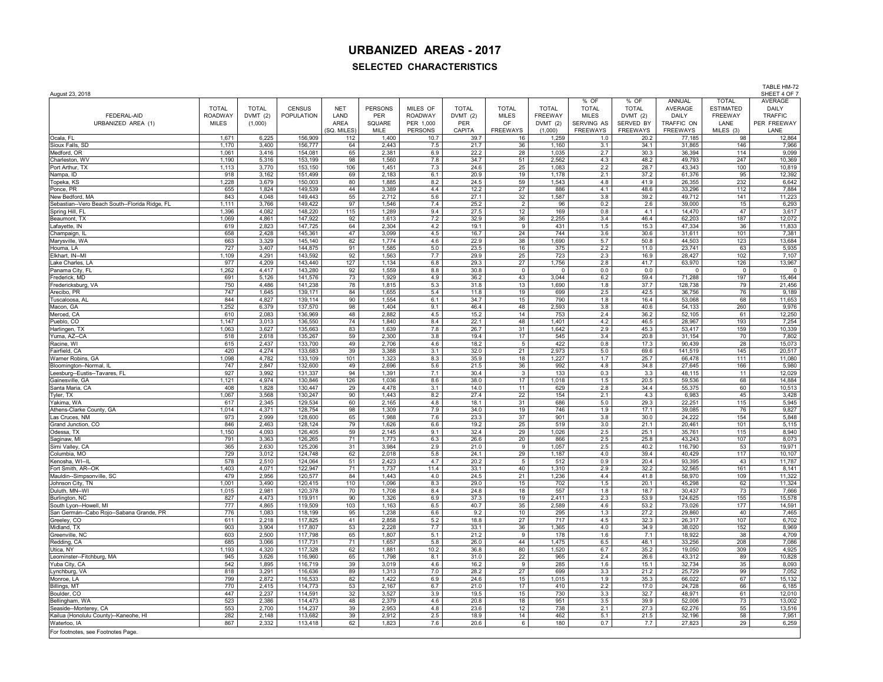# URBANIZED AREAS - 2017

## SELECTED CHARACTERISTICS

August 23, 2018

TABLE HM-72
SHEET 4 OF 7

| FEDERAL-AID URBANIZED AREA (1) | TOTAL ROADWAY MILES | TOTAL DVMT (2) (1,000) | CENSUS POPULATION | NET LAND AREA (SQ. MILES) | PERSONS PER SQUARE MILE | MILES OF ROADWAY PER 1,000 PERSONS | TOTAL DVMT (2) PER CAPITA | TOTAL MILES OF FREEWAYS | TOTAL FREEWAY DVMT (2) (1,000) | % OF TOTAL MILES SERVING AS FREEWAYS | % OF TOTAL DVMT (2) SERVED BY FREEWAYS | ANNUAL AVERAGE DAILY TRAFFIC ON FREEWAYS | TOTAL ESTIMATED FREEWAY LANE MILES (3) | AVERAGE DAILY TRAFFIC PER FREEWAY LANE |
|---|---|---|---|---|---|---|---|---|---|---|---|---|---|---|
| Ocala, FL | 1,671 | 6,225 | 156,909 | 112 | 1,400 | 10.7 | 39.7 | 16 | 1,259 | 1.0 | 20.2 | 77,185 | 98 | 12,864 |
| Sioux Falls, SD | 1,170 | 3,400 | 156,777 | 64 | 2,443 | 7.5 | 21.7 | 36 | 1,160 | 3.1 | 34.1 | 31,865 | 146 | 7,966 |
| Medford, OR | 1,061 | 3,416 | 154,081 | 65 | 2,381 | 6.9 | 22.2 | 28 | 1,035 | 2.7 | 30.3 | 36,394 | 114 | 9,099 |
| Charleston, WV | 1,190 | 5,316 | 153,199 | 98 | 1,560 | 7.8 | 34.7 | 51 | 2,562 | 4.3 | 48.2 | 49,793 | 247 | 10,369 |
| Port Arthur, TX | 1,113 | 3,770 | 153,150 | 106 | 1,451 | 7.3 | 24.6 | 25 | 1,083 | 2.2 | 28.7 | 43,343 | 100 | 10,819 |
| Nampa, ID | 918 | 3,162 | 151,499 | 69 | 2,183 | 6.1 | 20.9 | 19 | 1,178 | 2.1 | 37.2 | 61,376 | 95 | 12,392 |
| Topeka, KS | 1,228 | 3,679 | 150,003 | 80 | 1,885 | 8.2 | 24.5 | 59 | 1,543 | 4.8 | 41.9 | 26,355 | 232 | 6,642 |
| Ponce, PR | 655 | 1,824 | 149,539 | 44 | 3,389 | 4.4 | 12.2 | 27 | 886 | 4.1 | 48.6 | 33,296 | 112 | 7,884 |
| New Bedford, MA | 843 | 4,048 | 149,443 | 55 | 2,712 | 5.6 | 27.1 | 32 | 1,587 | 3.8 | 39.2 | 49,712 | 141 | 11,223 |
| Sebastian--Vero Beach South--Florida Ridge, FL | 1,111 | 3,766 | 149,422 | 97 | 1,546 | 7.4 | 25.2 | 2 | 96 | 0.2 | 2.6 | 39,000 | 15 | 6,293 |
| Spring Hill, FL | 1,396 | 4,082 | 148,220 | 115 | 1,289 | 9.4 | 27.5 | 12 | 169 | 0.8 | 4.1 | 14,470 | 47 | 3,617 |
| Beaumont, TX | 1,069 | 4,861 | 147,922 | 92 | 1,613 | 7.2 | 32.9 | 36 | 2,255 | 3.4 | 46.4 | 62,203 | 187 | 12,072 |
| Lafayette, IN | 619 | 2,823 | 147,725 | 64 | 2,304 | 4.2 | 19.1 | 9 | 431 | 1.5 | 15.3 | 47,334 | 36 | 11,833 |
| Champaign, IL | 658 | 2,428 | 145,361 | 47 | 3,099 | 4.5 | 16.7 | 24 | 744 | 3.6 | 30.6 | 31,611 | 101 | 7,381 |
| Marysville, WA | 663 | 3,329 | 145,140 | 82 | 1,774 | 4.6 | 22.9 | 38 | 1,690 | 5.7 | 50.8 | 44,503 | 123 | 13,684 |
| Houma, LA | 727 | 3,407 | 144,875 | 91 | 1,585 | 5.0 | 23.5 | 16 | 375 | 2.2 | 11.0 | 23,741 | 63 | 5,935 |
| Elkhart, IN--MI | 1,109 | 4,291 | 143,592 | 92 | 1,563 | 7.7 | 29.9 | 25 | 723 | 2.3 | 16.9 | 28,427 | 102 | 7,107 |
| Lake Charles, LA | 977 | 4,209 | 143,440 | 127 | 1,134 | 6.8 | 29.3 | 27 | 1,756 | 2.8 | 41.7 | 63,970 | 126 | 13,967 |
| Panama City, FL | 1,262 | 4,417 | 143,280 | 92 | 1,559 | 8.8 | 30.8 | 0 | 0 | 0.0 | 0.0 | 0 | 0 | 0 |
| Frederick, MD | 691 | 5,126 | 141,576 | 73 | 1,929 | 4.9 | 36.2 | 43 | 3,044 | 6.2 | 59.4 | 71,288 | 197 | 15,464 |
| Fredericksburg, VA | 750 | 4,486 | 141,238 | 78 | 1,815 | 5.3 | 31.8 | 13 | 1,690 | 1.8 | 37.7 | 128,738 | 79 | 21,456 |
| Arecibo, PR | 747 | 1,645 | 139,171 | 84 | 1,655 | 5.4 | 11.8 | 19 | 699 | 2.5 | 42.5 | 36,756 | 76 | 9,189 |
| Tuscaloosa, AL | 844 | 4,827 | 139,114 | 90 | 1,554 | 6.1 | 34.7 | 15 | 790 | 1.8 | 16.4 | 53,068 | 68 | 11,653 |
| Macon, GA | 1,252 | 6,379 | 137,570 | 98 | 1,404 | 9.1 | 46.4 | 48 | 2,593 | 3.8 | 40.6 | 54,133 | 260 | 9,976 |
| Merced, CA | 610 | 2,083 | 136,969 | 48 | 2,882 | 4.5 | 15.2 | 14 | 753 | 2.4 | 36.2 | 52,105 | 61 | 12,250 |
| Pueblo, CO | 1,147 | 3,013 | 136,550 | 74 | 1,840 | 8.4 | 22.1 | 48 | 1,401 | 4.2 | 46.5 | 28,967 | 193 | 7,254 |
| Harlingen, TX | 1,063 | 3,627 | 135,663 | 83 | 1,639 | 7.8 | 26.7 | 31 | 1,642 | 2.9 | 45.3 | 53,417 | 159 | 10,339 |
| Yuma, AZ--CA | 518 | 2,618 | 135,267 | 59 | 2,300 | 3.8 | 19.4 | 17 | 545 | 3.4 | 20.8 | 31,154 | 70 | 7,802 |
| Racine, WI | 615 | 2,437 | 133,700 | 49 | 2,706 | 4.6 | 18.2 | 5 | 422 | 0.8 | 17.3 | 90,439 | 28 | 15,073 |
| Fairfield, CA | 420 | 4,274 | 133,683 | 39 | 3,388 | 3.1 | 32.0 | 21 | 2,973 | 5.0 | 69.6 | 141,519 | 145 | 20,517 |
| Warner Robins, GA | 1,098 | 4,782 | 133,109 | 101 | 1,323 | 8.3 | 35.9 | 18 | 1,227 | 1.7 | 25.7 | 66,478 | 111 | 11,080 |
| Bloomington--Normal, IL | 747 | 2,847 | 132,600 | 49 | 2,696 | 5.6 | 21.5 | 36 | 992 | 4.8 | 34.8 | 27,645 | 166 | 5,980 |
| Leesburg--Eustis--Tavares, FL | 927 | 3,992 | 131,337 | 94 | 1,391 | 7.1 | 30.4 | 3 | 133 | 0.3 | 3.3 | 48,115 | 11 | 12,029 |
| Gainesville, GA | 1,121 | 4,974 | 130,846 | 126 | 1,036 | 8.6 | 38.0 | 17 | 1,018 | 1.5 | 20.5 | 59,536 | 68 | 14,884 |
| Santa Maria, CA | 408 | 1,828 | 130,447 | 29 | 4,478 | 3.1 | 14.0 | 11 | 629 | 2.8 | 34.4 | 55,375 | 60 | 10,513 |
| Tyler, TX | 1,067 | 3,568 | 130,247 | 90 | 1,443 | 8.2 | 27.4 | 22 | 154 | 2.1 | 4.3 | 6,983 | 45 | 3,428 |
| Yakima, WA | 617 | 2,345 | 129,534 | 60 | 2,165 | 4.8 | 18.1 | 31 | 686 | 5.0 | 29.3 | 22,251 | 115 | 5,945 |
| Athens-Clarke County, GA | 1,014 | 4,371 | 128,754 | 98 | 1,309 | 7.9 | 34.0 | 19 | 746 | 1.9 | 17.1 | 39,085 | 76 | 9,827 |
| Las Cruces, NM | 973 | 2,999 | 128,600 | 65 | 1,988 | 7.6 | 23.3 | 37 | 901 | 3.8 | 30.0 | 24,222 | 154 | 5,848 |
| Grand Junction, CO | 846 | 2,463 | 128,124 | 79 | 1,626 | 6.6 | 19.2 | 25 | 519 | 3.0 | 21.1 | 20,461 | 101 | 5,115 |
| Odessa, TX | 1,150 | 4,093 | 126,405 | 59 | 2,145 | 9.1 | 32.4 | 29 | 1,026 | 2.5 | 25.1 | 35,761 | 115 | 8,940 |
| Saginaw, MI | 791 | 3,363 | 126,265 | 71 | 1,773 | 6.3 | 26.6 | 20 | 866 | 2.5 | 25.8 | 43,243 | 107 | 8,073 |
| Simi Valley, CA | 365 | 2,630 | 125,206 | 31 | 3,984 | 2.9 | 21.0 | 9 | 1,057 | 2.5 | 40.2 | 116,790 | 53 | 19,971 |
| Columbia, MO | 729 | 3,012 | 124,748 | 62 | 2,018 | 5.8 | 24.1 | 29 | 1,187 | 4.0 | 39.4 | 40,429 | 117 | 10,107 |
| Kenosha, WI--IL | 578 | 2,510 | 124,064 | 51 | 2,423 | 4.7 | 20.2 | 5 | 512 | 0.9 | 20.4 | 93,395 | 43 | 11,787 |
| Fort Smith, AR--OK | 1,403 | 4,071 | 122,947 | 71 | 1,737 | 11.4 | 33.1 | 40 | 1,310 | 2.9 | 32.2 | 32,565 | 161 | 8,141 |
| Mauldin--Simpsonville, SC | 479 | 2,956 | 120,577 | 84 | 1,443 | 4.0 | 24.5 | 21 | 1,236 | 4.4 | 41.8 | 58,970 | 109 | 11,322 |
| Johnson City, TN | 1,001 | 3,490 | 120,415 | 110 | 1,096 | 8.3 | 29.0 | 15 | 702 | 1.5 | 20.1 | 45,298 | 62 | 11,324 |
| Duluth, MN--WI | 1,015 | 2,981 | 120,378 | 70 | 1,708 | 8.4 | 24.8 | 18 | 557 | 1.8 | 18.7 | 30,437 | 73 | 7,666 |
| Burlington, NC | 827 | 4,473 | 119,911 | 90 | 1,326 | 6.9 | 37.3 | 19 | 2,411 | 2.3 | 53.9 | 124,625 | 155 | 15,578 |
| South Lyon--Howell, MI | 777 | 4,865 | 119,509 | 103 | 1,163 | 6.5 | 40.7 | 35 | 2,589 | 4.6 | 53.2 | 73,026 | 177 | 14,591 |
| San Germán--Cabo Rojo--Sabana Grande, PR | 776 | 1,083 | 118,199 | 95 | 1,238 | 6.6 | 9.2 | 10 | 295 | 1.3 | 27.2 | 29,860 | 40 | 7,465 |
| Greeley, CO | 611 | 2,218 | 117,825 | 41 | 2,858 | 5.2 | 18.8 | 27 | 717 | 4.5 | 32.3 | 26,317 | 107 | 6,702 |
| Midland, TX | 903 | 3,904 | 117,807 | 53 | 2,228 | 7.7 | 33.1 | 36 | 1,365 | 4.0 | 34.9 | 38,020 | 152 | 8,969 |
| Greenville, NC | 603 | 2,500 | 117,798 | 65 | 1,807 | 5.1 | 21.2 | 9 | 178 | 1.6 | 7.1 | 18,922 | 38 | 4,709 |
| Redding, CA | 685 | 3,066 | 117,731 | 71 | 1,657 | 5.8 | 26.0 | 44 | 1,475 | 6.5 | 48.1 | 33,256 | 208 | 7,086 |
| Utica, NY | 1,193 | 4,320 | 117,328 | 62 | 1,881 | 10.2 | 36.8 | 80 | 1,520 | 6.7 | 35.2 | 19,050 | 309 | 4,925 |
| Leominster--Fitchburg, MA | 945 | 3,626 | 116,960 | 65 | 1,798 | 8.1 | 31.0 | 22 | 965 | 2.4 | 26.6 | 43,312 | 89 | 10,828 |
| Yuba City, CA | 542 | 1,895 | 116,719 | 39 | 3,019 | 4.6 | 16.2 | 9 | 285 | 1.6 | 15.1 | 32,734 | 35 | 8,093 |
| Lynchburg, VA | 818 | 3,291 | 116,636 | 89 | 1,313 | 7.0 | 28.2 | 27 | 699 | 3.3 | 21.2 | 25,729 | 99 | 7,052 |
| Monroe, LA | 799 | 2,872 | 116,533 | 82 | 1,422 | 6.9 | 24.6 | 15 | 1,015 | 1.9 | 35.3 | 66,022 | 67 | 15,132 |
| Billings, MT | 770 | 2,415 | 114,773 | 53 | 2,167 | 6.7 | 21.0 | 17 | 410 | 2.2 | 17.0 | 24,728 | 66 | 6,185 |
| Boulder, CO | 447 | 2,237 | 114,591 | 32 | 3,527 | 3.9 | 19.5 | 15 | 730 | 3.3 | 32.7 | 48,971 | 61 | 12,010 |
| Bellingham, WA | 523 | 2,386 | 114,473 | 48 | 2,379 | 4.6 | 20.8 | 18 | 951 | 3.5 | 39.9 | 52,006 | 73 | 13,002 |
| Seaside--Monterey, CA | 553 | 2,700 | 114,237 | 39 | 2,953 | 4.8 | 23.6 | 12 | 738 | 2.1 | 27.3 | 62,276 | 55 | 13,516 |
| Kailua (Honolulu County)--Kaneohe, HI | 282 | 2,148 | 113,682 | 39 | 2,912 | 2.5 | 18.9 | 14 | 462 | 5.1 | 21.5 | 32,196 | 58 | 7,951 |
| Waterloo, IA | 867 | 2,332 | 113,418 | 62 | 1,823 | 7.6 | 20.6 | 6 | 180 | 0.7 | 7.7 | 27,823 | 29 | 6,259 |

For footnotes, see Footnotes Page.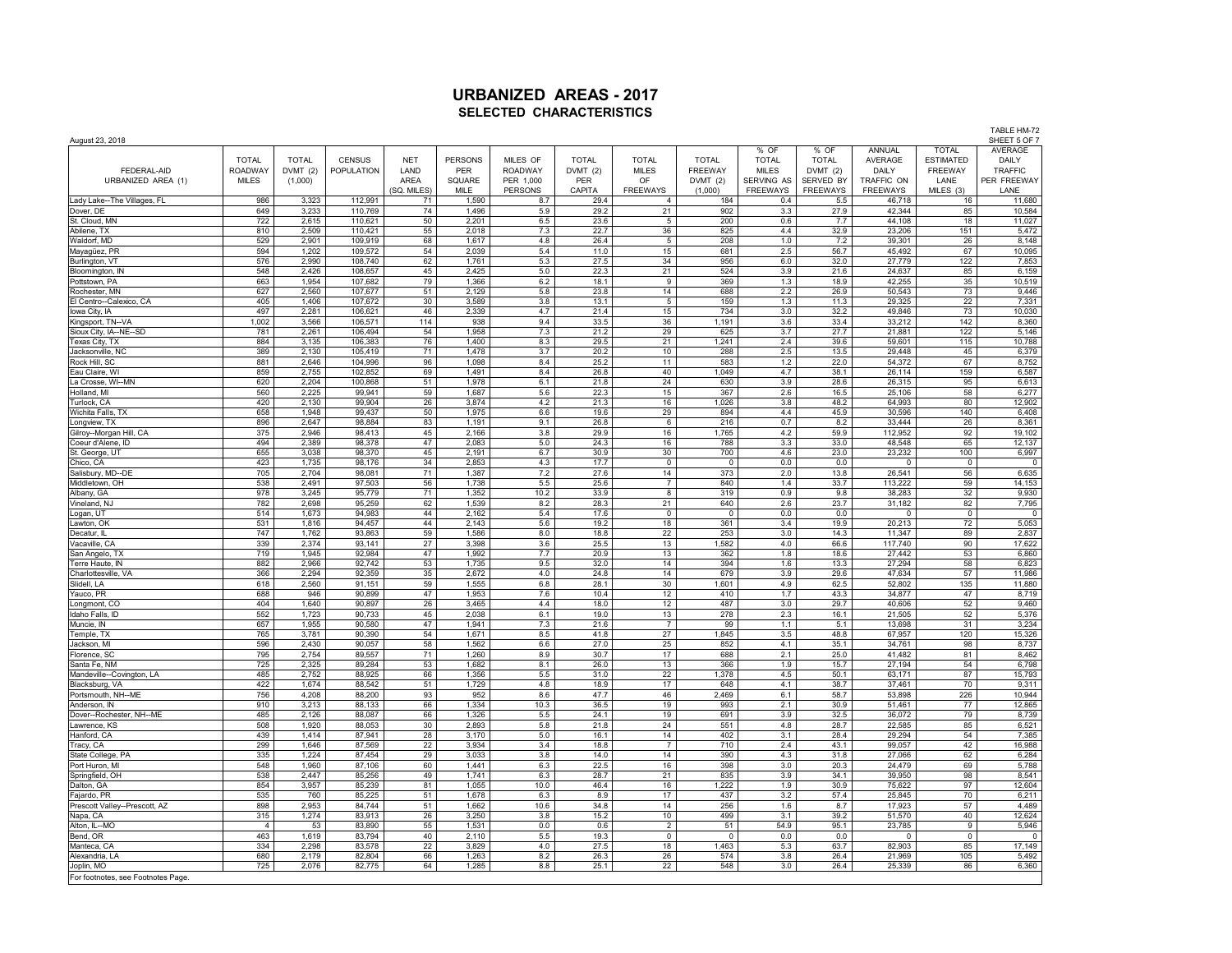# URBANIZED AREAS - 2017

## SELECTED CHARACTERISTICS

August 23, 2018

TABLE HM-72
SHEET 5 OF 7

| FEDERAL-AID URBANIZED AREA (1) | TOTAL ROADWAY MILES | TOTAL DVMT (2) (1,000) | CENSUS POPULATION | NET LAND AREA (SQ. MILES) | PERSONS PER SQUARE MILE | MILES OF ROADWAY PER 1,000 PERSONS | TOTAL DVMT (2) PER CAPITA | TOTAL MILES OF FREEWAYS | TOTAL FREEWAY DVMT (2) (1,000) | % OF TOTAL MILES SERVING AS FREEWAYS | % OF TOTAL DVMT (2) SERVED BY FREEWAYS | ANNUAL AVERAGE DAILY TRAFFIC ON FREEWAYS | TOTAL ESTIMATED FREEWAY LANE MILES (3) | AVERAGE DAILY TRAFFIC PER FREEWAY LANE |
|---|---|---|---|---|---|---|---|---|---|---|---|---|---|---|
| Lady Lake--The Villages, FL | 986 | 3,323 | 112,991 | 71 | 1,590 | 8.7 | 29.4 | 4 | 184 | 0.4 | 5.5 | 46,718 | 16 | 11,680 |
| Dover, DE | 649 | 3,233 | 110,769 | 74 | 1,496 | 5.9 | 29.2 | 21 | 902 | 3.3 | 27.9 | 42,344 | 85 | 10,584 |
| St. Cloud, MN | 722 | 2,615 | 110,621 | 50 | 2,201 | 6.5 | 23.6 | 5 | 200 | 0.6 | 7.7 | 44,108 | 18 | 11,027 |
| Abilene, TX | 810 | 2,509 | 110,421 | 55 | 2,018 | 7.3 | 22.7 | 36 | 825 | 4.4 | 32.9 | 23,206 | 151 | 5,472 |
| Waldorf, MD | 529 | 2,901 | 109,919 | 68 | 1,617 | 4.8 | 26.4 | 5 | 208 | 1.0 | 7.2 | 39,301 | 26 | 8,148 |
| Mayagüez, PR | 594 | 1,202 | 109,572 | 54 | 2,039 | 5.4 | 11.0 | 15 | 681 | 2.5 | 56.7 | 45,492 | 67 | 10,095 |
| Burlington, VT | 576 | 2,990 | 108,740 | 62 | 1,761 | 5.3 | 27.5 | 34 | 956 | 6.0 | 32.0 | 27,779 | 122 | 7,853 |
| Bloomington, IN | 548 | 2,426 | 108,657 | 45 | 2,425 | 5.0 | 22.3 | 21 | 524 | 3.9 | 21.6 | 24,637 | 85 | 6,159 |
| Pottstown, PA | 663 | 1,954 | 107,682 | 79 | 1,366 | 6.2 | 18.1 | 9 | 369 | 1.3 | 18.9 | 42,255 | 35 | 10,519 |
| Rochester, MN | 627 | 2,560 | 107,677 | 51 | 2,129 | 5.8 | 23.8 | 14 | 688 | 2.2 | 26.9 | 50,543 | 73 | 9,446 |
| El Centro--Calexico, CA | 405 | 1,406 | 107,672 | 30 | 3,589 | 3.8 | 13.1 | 5 | 159 | 1.3 | 11.3 | 29,325 | 22 | 7,331 |
| Iowa City, IA | 497 | 2,281 | 106,621 | 46 | 2,339 | 4.7 | 21.4 | 15 | 734 | 3.0 | 32.2 | 49,846 | 73 | 10,030 |
| Kingsport, TN--VA | 1,002 | 3,566 | 106,571 | 114 | 938 | 9.4 | 33.5 | 36 | 1,191 | 3.6 | 33.4 | 33,212 | 142 | 8,360 |
| Sioux City, IA--NE--SD | 781 | 2,261 | 106,494 | 54 | 1,958 | 7.3 | 21.2 | 29 | 625 | 3.7 | 27.7 | 21,881 | 122 | 5,146 |
| Texas City, TX | 884 | 3,135 | 106,383 | 76 | 1,400 | 8.3 | 29.5 | 21 | 1,241 | 2.4 | 39.6 | 59,601 | 115 | 10,788 |
| Jacksonville, NC | 389 | 2,130 | 105,419 | 71 | 1,478 | 3.7 | 20.2 | 10 | 288 | 2.5 | 13.5 | 29,448 | 45 | 6,379 |
| Rock Hill, SC | 881 | 2,646 | 104,996 | 96 | 1,098 | 8.4 | 25.2 | 11 | 583 | 1.2 | 22.0 | 54,372 | 67 | 8,752 |
| Eau Claire, WI | 859 | 2,755 | 102,852 | 69 | 1,491 | 8.4 | 26.8 | 40 | 1,049 | 4.7 | 38.1 | 26,114 | 159 | 6,587 |
| La Crosse, WI--MN | 620 | 2,204 | 100,868 | 51 | 1,978 | 6.1 | 21.8 | 24 | 630 | 3.9 | 28.6 | 26,315 | 95 | 6,613 |
| Holland, MI | 560 | 2,225 | 99,941 | 59 | 1,687 | 5.6 | 22.3 | 15 | 367 | 2.6 | 16.5 | 25,106 | 58 | 6,277 |
| Turlock, CA | 420 | 2,130 | 99,904 | 26 | 3,874 | 4.2 | 21.3 | 16 | 1,026 | 3.8 | 48.2 | 64,993 | 80 | 12,902 |
| Wichita Falls, TX | 658 | 1,948 | 99,437 | 50 | 1,975 | 6.6 | 19.6 | 29 | 894 | 4.4 | 45.9 | 30,596 | 140 | 6,408 |
| Longview, TX | 896 | 2,647 | 98,884 | 83 | 1,191 | 9.1 | 26.8 | 6 | 216 | 0.7 | 8.2 | 33,444 | 26 | 8,361 |
| Gilroy--Morgan Hill, CA | 375 | 2,946 | 98,413 | 45 | 2,166 | 3.8 | 29.9 | 16 | 1,765 | 4.2 | 59.9 | 112,952 | 92 | 19,102 |
| Coeur d'Alene, ID | 494 | 2,389 | 98,378 | 47 | 2,083 | 5.0 | 24.3 | 16 | 788 | 3.3 | 33.0 | 48,548 | 65 | 12,137 |
| St. George, UT | 655 | 3,038 | 98,370 | 45 | 2,191 | 6.7 | 30.9 | 30 | 700 | 4.6 | 23.0 | 23,232 | 100 | 6,997 |
| Chico, CA | 423 | 1,735 | 98,176 | 34 | 2,853 | 4.3 | 17.7 | 0 | 0 | 0.0 | 0.0 | 0 | 0 | 0 |
| Salisbury, MD--DE | 705 | 2,704 | 98,081 | 71 | 1,387 | 7.2 | 27.6 | 14 | 373 | 2.0 | 13.8 | 26,541 | 56 | 6,635 |
| Middletown, OH | 538 | 2,491 | 97,503 | 56 | 1,738 | 5.5 | 25.6 | 7 | 840 | 1.4 | 33.7 | 113,222 | 59 | 14,153 |
| Albany, GA | 978 | 3,245 | 95,779 | 71 | 1,352 | 10.2 | 33.9 | 8 | 319 | 0.9 | 9.8 | 38,283 | 32 | 9,930 |
| Vineland, NJ | 782 | 2,698 | 95,259 | 62 | 1,539 | 8.2 | 28.3 | 21 | 640 | 2.6 | 23.7 | 31,182 | 82 | 7,795 |
| Logan, UT | 514 | 1,673 | 94,983 | 44 | 2,162 | 5.4 | 17.6 | 0 | 0 | 0.0 | 0.0 | 0 | 0 | 0 |
| Lawton, OK | 531 | 1,816 | 94,457 | 44 | 2,143 | 5.6 | 19.2 | 18 | 361 | 3.4 | 19.9 | 20,213 | 72 | 5,053 |
| Decatur, IL | 747 | 1,762 | 93,863 | 59 | 1,586 | 8.0 | 18.8 | 22 | 253 | 3.0 | 14.3 | 11,347 | 89 | 2,837 |
| Vacaville, CA | 339 | 2,374 | 93,141 | 27 | 3,398 | 3.6 | 25.5 | 13 | 1,582 | 4.0 | 66.6 | 117,740 | 90 | 17,622 |
| San Angelo, TX | 719 | 1,945 | 92,984 | 47 | 1,992 | 7.7 | 20.9 | 13 | 362 | 1.8 | 18.6 | 27,442 | 53 | 6,860 |
| Terre Haute, IN | 882 | 2,966 | 92,742 | 53 | 1,735 | 9.5 | 32.0 | 14 | 394 | 1.6 | 13.3 | 27,294 | 58 | 6,823 |
| Charlottesville, VA | 366 | 2,294 | 92,359 | 35 | 2,672 | 4.0 | 24.8 | 14 | 679 | 3.9 | 29.6 | 47,634 | 57 | 11,986 |
| Slidell, LA | 618 | 2,560 | 91,151 | 59 | 1,555 | 6.8 | 28.1 | 30 | 1,601 | 4.9 | 62.5 | 52,802 | 135 | 11,880 |
| Yauco, PR | 688 | 946 | 90,899 | 47 | 1,953 | 7.6 | 10.4 | 12 | 410 | 1.7 | 43.3 | 34,877 | 47 | 8,719 |
| Longmont, CO | 404 | 1,640 | 90,897 | 26 | 3,465 | 4.4 | 18.0 | 12 | 487 | 3.0 | 29.7 | 40,606 | 52 | 9,460 |
| Idaho Falls, ID | 552 | 1,723 | 90,733 | 45 | 2,038 | 6.1 | 19.0 | 13 | 278 | 2.3 | 16.1 | 21,505 | 52 | 5,376 |
| Muncie, IN | 657 | 1,955 | 90,580 | 47 | 1,941 | 7.3 | 21.6 | 7 | 99 | 1.1 | 5.1 | 13,698 | 31 | 3,234 |
| Temple, TX | 765 | 3,781 | 90,390 | 54 | 1,671 | 8.5 | 41.8 | 27 | 1,845 | 3.5 | 48.8 | 67,957 | 120 | 15,326 |
| Jackson, MI | 596 | 2,430 | 90,057 | 58 | 1,562 | 6.6 | 27.0 | 25 | 852 | 4.1 | 35.1 | 34,761 | 98 | 8,737 |
| Florence, SC | 795 | 2,754 | 89,557 | 71 | 1,260 | 8.9 | 30.7 | 17 | 688 | 2.1 | 25.0 | 41,482 | 81 | 8,462 |
| Santa Fe, NM | 725 | 2,325 | 89,284 | 53 | 1,682 | 8.1 | 26.0 | 13 | 366 | 1.9 | 15.7 | 27,194 | 54 | 6,798 |
| Mandeville--Covington, LA | 485 | 2,752 | 88,925 | 66 | 1,356 | 5.5 | 31.0 | 22 | 1,378 | 4.5 | 50.1 | 63,171 | 87 | 15,793 |
| Blacksburg, VA | 422 | 1,674 | 88,542 | 51 | 1,729 | 4.8 | 18.9 | 17 | 648 | 4.1 | 38.7 | 37,461 | 70 | 9,311 |
| Portsmouth, NH--ME | 756 | 4,208 | 88,200 | 93 | 952 | 8.6 | 47.7 | 46 | 2,469 | 6.1 | 58.7 | 53,898 | 226 | 10,944 |
| Anderson, IN | 910 | 3,213 | 88,133 | 66 | 1,334 | 10.3 | 36.5 | 19 | 993 | 2.1 | 30.9 | 51,461 | 77 | 12,865 |
| Dover--Rochester, NH--ME | 485 | 2,126 | 88,087 | 66 | 1,326 | 5.5 | 24.1 | 19 | 691 | 3.9 | 32.5 | 36,072 | 79 | 8,739 |
| Lawrence, KS | 508 | 1,920 | 88,053 | 30 | 2,893 | 5.8 | 21.8 | 24 | 551 | 4.8 | 28.7 | 22,585 | 85 | 6,521 |
| Hanford, CA | 439 | 1,414 | 87,941 | 28 | 3,170 | 5.0 | 16.1 | 14 | 402 | 3.1 | 28.4 | 29,294 | 54 | 7,385 |
| Tracy, CA | 299 | 1,646 | 87,569 | 22 | 3,934 | 3.4 | 18.8 | 7 | 710 | 2.4 | 43.1 | 99,057 | 42 | 16,988 |
| State College, PA | 335 | 1,224 | 87,454 | 29 | 3,033 | 3.8 | 14.0 | 14 | 390 | 4.3 | 31.8 | 27,066 | 62 | 6,284 |
| Port Huron, MI | 548 | 1,960 | 87,106 | 60 | 1,441 | 6.3 | 22.5 | 16 | 398 | 3.0 | 20.3 | 24,479 | 69 | 5,788 |
| Springfield, OH | 538 | 2,447 | 85,256 | 49 | 1,741 | 6.3 | 28.7 | 21 | 835 | 3.9 | 34.1 | 39,950 | 98 | 8,541 |
| Dalton, GA | 854 | 3,957 | 85,239 | 81 | 1,055 | 10.0 | 46.4 | 16 | 1,222 | 1.9 | 30.9 | 75,622 | 97 | 12,604 |
| Fajardo, PR | 535 | 760 | 85,225 | 51 | 1,678 | 6.3 | 8.9 | 17 | 437 | 3.2 | 57.4 | 25,845 | 70 | 6,211 |
| Prescott Valley--Prescott, AZ | 898 | 2,953 | 84,744 | 51 | 1,662 | 10.6 | 34.8 | 14 | 256 | 1.6 | 8.7 | 17,923 | 57 | 4,489 |
| Napa, CA | 315 | 1,274 | 83,913 | 26 | 3,250 | 3.8 | 15.2 | 10 | 499 | 3.1 | 39.2 | 51,570 | 40 | 12,624 |
| Alton, IL--MO | 4 | 53 | 83,890 | 55 | 1,531 | 0.0 | 0.6 | 2 | 51 | 54.9 | 95.1 | 23,785 | 9 | 5,946 |
| Bend, OR | 463 | 1,619 | 83,794 | 40 | 2,110 | 5.5 | 19.3 | 0 | 0 | 0.0 | 0.0 | 0 | 0 | 0 |
| Manteca, CA | 334 | 2,298 | 83,578 | 22 | 3,829 | 4.0 | 27.5 | 18 | 1,463 | 5.3 | 63.7 | 82,903 | 85 | 17,149 |
| Alexandria, LA | 680 | 2,179 | 82,804 | 66 | 1,263 | 8.2 | 26.3 | 26 | 574 | 3.8 | 26.4 | 21,969 | 105 | 5,492 |
| Joplin, MO | 725 | 2,076 | 82,775 | 64 | 1,285 | 8.8 | 25.1 | 22 | 548 | 3.0 | 26.4 | 25,339 | 86 | 6,360 |

For footnotes, see Footnotes Page.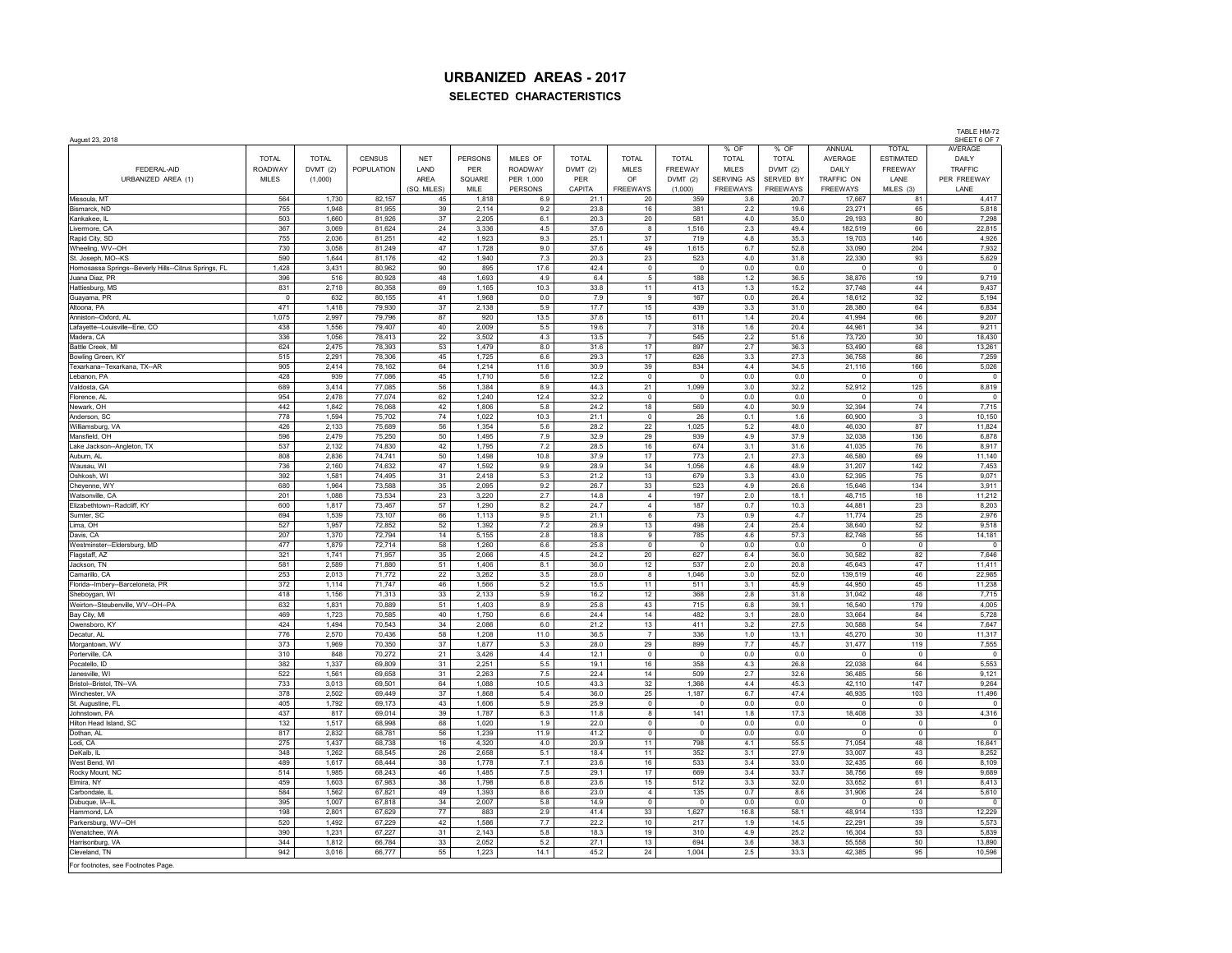# URBANIZED AREAS - 2017

## SELECTED CHARACTERISTICS

August 23, 2018

TABLE HM-72
SHEET 6 OF 7

| FEDERAL-AID URBANIZED AREA (1) | TOTAL ROADWAY MILES | TOTAL DVMT (2) (1,000) | CENSUS POPULATION | NET LAND AREA (SQ. MILES) | PERSONS PER SQUARE MILE | MILES OF ROADWAY PER 1,000 PERSONS | TOTAL DVMT (2) PER CAPITA | TOTAL MILES OF FREEWAYS | TOTAL FREEWAY DVMT (2) (1,000) | % OF TOTAL MILES SERVING AS FREEWAYS | % OF TOTAL DVMT (2) SERVED BY FREEWAYS | ANNUAL AVERAGE DAILY TRAFFIC ON FREEWAYS | TOTAL ESTIMATED FREEWAY LANE MILES (3) | AVERAGE DAILY TRAFFIC PER FREEWAY LANE |
|---|---|---|---|---|---|---|---|---|---|---|---|---|---|---|
| Missoula, MT | 564 | 1,730 | 82,157 | 45 | 1,818 | 6.9 | 21.1 | 20 | 359 | 3.6 | 20.7 | 17,667 | 81 | 4,417 |
| Bismarck, ND | 755 | 1,948 | 81,955 | 39 | 2,114 | 9.2 | 23.8 | 16 | 381 | 2.2 | 19.6 | 23,271 | 65 | 5,818 |
| Kankakee, IL | 503 | 1,660 | 81,926 | 37 | 2,205 | 6.1 | 20.3 | 20 | 581 | 4.0 | 35.0 | 29,193 | 80 | 7,298 |
| Livermore, CA | 367 | 3,069 | 81,624 | 24 | 3,336 | 4.5 | 37.6 | 8 | 1,516 | 2.3 | 49.4 | 182,519 | 66 | 22,815 |
| Rapid City, SD | 755 | 2,036 | 81,251 | 42 | 1,923 | 9.3 | 25.1 | 37 | 719 | 4.8 | 35.3 | 19,703 | 146 | 4,926 |
| Wheeling, WV--OH | 730 | 3,058 | 81,249 | 47 | 1,728 | 9.0 | 37.6 | 49 | 1,615 | 6.7 | 52.8 | 33,090 | 204 | 7,932 |
| St. Joseph, MO--KS | 590 | 1,644 | 81,176 | 42 | 1,940 | 7.3 | 20.3 | 23 | 523 | 4.0 | 31.8 | 22,330 | 93 | 5,629 |
| Homosassa Springs--Beverly Hills--Citrus Springs, FL | 1,428 | 3,431 | 80,962 | 90 | 895 | 17.6 | 42.4 | 0 | 0 | 0.0 | 0.0 | 0 | 0 | 0 |
| Juana Diaz, PR | 396 | 516 | 80,928 | 48 | 1,693 | 4.9 | 6.4 | 5 | 188 | 1.2 | 36.5 | 38,876 | 19 | 9,719 |
| Hattiesburg, MS | 831 | 2,718 | 80,358 | 69 | 1,165 | 10.3 | 33.8 | 11 | 413 | 1.3 | 15.2 | 37,748 | 44 | 9,437 |
| Guayama, PR | 0 | 632 | 80,155 | 41 | 1,968 | 0.0 | 7.9 | 9 | 167 | 0.0 | 26.4 | 18,612 | 32 | 5,194 |
| Altoona, PA | 471 | 1,418 | 79,930 | 37 | 2,138 | 5.9 | 17.7 | 15 | 439 | 3.3 | 31.0 | 28,380 | 64 | 6,834 |
| Anniston--Oxford, AL | 1,075 | 2,997 | 79,796 | 87 | 920 | 13.5 | 37.6 | 15 | 611 | 1.4 | 20.4 | 41,994 | 66 | 9,207 |
| Lafayette--Louisville--Erie, CO | 438 | 1,556 | 79,407 | 40 | 2,009 | 5.5 | 19.6 | 7 | 318 | 1.6 | 20.4 | 44,961 | 34 | 9,211 |
| Madera, CA | 336 | 1,056 | 78,413 | 22 | 3,502 | 4.3 | 13.5 | 7 | 545 | 2.2 | 51.6 | 73,720 | 30 | 18,430 |
| Battle Creek, MI | 624 | 2,475 | 78,393 | 53 | 1,479 | 8.0 | 31.6 | 17 | 897 | 2.7 | 36.3 | 53,490 | 68 | 13,261 |
| Bowling Green, KY | 515 | 2,291 | 78,306 | 45 | 1,725 | 6.6 | 29.3 | 17 | 626 | 3.3 | 27.3 | 36,758 | 86 | 7,259 |
| Texarkana--Texarkana, TX--AR | 905 | 2,414 | 78,162 | 64 | 1,214 | 11.6 | 30.9 | 39 | 834 | 4.4 | 34.5 | 21,116 | 166 | 5,026 |
| Lebanon, PA | 428 | 939 | 77,086 | 45 | 1,710 | 5.6 | 12.2 | 0 | 0 | 0.0 | 0.0 | 0 | 0 | 0 |
| Valdosta, GA | 689 | 3,414 | 77,085 | 56 | 1,384 | 8.9 | 44.3 | 21 | 1,099 | 3.0 | 32.2 | 52,912 | 125 | 8,819 |
| Florence, AL | 954 | 2,478 | 77,074 | 62 | 1,240 | 12.4 | 32.2 | 0 | 0 | 0.0 | 0.0 | 0 | 0 | 0 |
| Newark, OH | 442 | 1,842 | 76,068 | 42 | 1,806 | 5.8 | 24.2 | 18 | 569 | 4.0 | 30.9 | 32,394 | 74 | 7,715 |
| Anderson, SC | 778 | 1,594 | 75,702 | 74 | 1,022 | 10.3 | 21.1 | 0 | 26 | 0.1 | 1.6 | 60,900 | 3 | 10,150 |
| Williamsburg, VA | 426 | 2,133 | 75,689 | 56 | 1,354 | 5.6 | 28.2 | 22 | 1,025 | 5.2 | 48.0 | 46,030 | 87 | 11,824 |
| Mansfield, OH | 596 | 2,479 | 75,250 | 50 | 1,495 | 7.9 | 32.9 | 29 | 939 | 4.9 | 37.9 | 32,038 | 136 | 6,878 |
| Lake Jackson--Angleton, TX | 537 | 2,132 | 74,830 | 42 | 1,795 | 7.2 | 28.5 | 16 | 674 | 3.1 | 31.6 | 41,035 | 76 | 8,917 |
| Auburn, AL | 808 | 2,836 | 74,741 | 50 | 1,498 | 10.8 | 37.9 | 17 | 773 | 2.1 | 27.3 | 46,580 | 69 | 11,140 |
| Wausau, WI | 736 | 2,160 | 74,632 | 47 | 1,592 | 9.9 | 28.9 | 34 | 1,056 | 4.6 | 48.9 | 31,207 | 142 | 7,453 |
| Oshkosh, WI | 392 | 1,581 | 74,495 | 31 | 2,418 | 5.3 | 21.2 | 13 | 679 | 3.3 | 43.0 | 52,395 | 75 | 9,071 |
| Cheyenne, WY | 680 | 1,964 | 73,588 | 35 | 2,095 | 9.2 | 26.7 | 33 | 523 | 4.9 | 26.6 | 15,646 | 134 | 3,911 |
| Watsonville, CA | 201 | 1,088 | 73,534 | 23 | 3,220 | 2.7 | 14.8 | 4 | 197 | 2.0 | 18.1 | 48,715 | 18 | 11,212 |
| Elizabethtown--Radcliff, KY | 600 | 1,817 | 73,467 | 57 | 1,290 | 8.2 | 24.7 | 4 | 187 | 0.7 | 10.3 | 44,881 | 23 | 8,203 |
| Sumter, SC | 694 | 1,539 | 73,107 | 66 | 1,113 | 9.5 | 21.1 | 6 | 73 | 0.9 | 4.7 | 11,774 | 25 | 2,976 |
| Lima, OH | 527 | 1,957 | 72,852 | 52 | 1,392 | 7.2 | 26.9 | 13 | 498 | 2.4 | 25.4 | 38,640 | 52 | 9,518 |
| Davis, CA | 207 | 1,370 | 72,794 | 14 | 5,155 | 2.8 | 18.8 | 9 | 785 | 4.6 | 57.3 | 82,748 | 55 | 14,181 |
| Westminster--Eldersburg, MD | 477 | 1,879 | 72,714 | 58 | 1,260 | 6.6 | 25.8 | 0 | 0 | 0.0 | 0.0 | 0 | 0 | 0 |
| Flagstaff, AZ | 321 | 1,741 | 71,957 | 35 | 2,066 | 4.5 | 24.2 | 20 | 627 | 6.4 | 36.0 | 30,582 | 82 | 7,646 |
| Jackson, TN | 581 | 2,589 | 71,880 | 51 | 1,406 | 8.1 | 36.0 | 12 | 537 | 2.0 | 20.8 | 45,643 | 47 | 11,411 |
| Camarillo, CA | 253 | 2,013 | 71,772 | 22 | 3,262 | 3.5 | 28.0 | 8 | 1,046 | 3.0 | 52.0 | 139,519 | 46 | 22,985 |
| Florida--Imbery--Barceloneta, PR | 372 | 1,114 | 71,747 | 46 | 1,566 | 5.2 | 15.5 | 11 | 511 | 3.1 | 45.9 | 44,950 | 45 | 11,238 |
| Sheboygan, WI | 418 | 1,156 | 71,313 | 33 | 2,133 | 5.9 | 16.2 | 12 | 368 | 2.8 | 31.8 | 31,042 | 48 | 7,715 |
| Weirton--Steubenville, WV--OH--PA | 632 | 1,831 | 70,889 | 51 | 1,403 | 8.9 | 25.8 | 43 | 715 | 6.8 | 39.1 | 16,540 | 179 | 4,005 |
| Bay City, MI | 469 | 1,723 | 70,585 | 40 | 1,750 | 6.6 | 24.4 | 14 | 482 | 3.1 | 28.0 | 33,664 | 84 | 5,728 |
| Owensboro, KY | 424 | 1,494 | 70,543 | 34 | 2,086 | 6.0 | 21.2 | 13 | 411 | 3.2 | 27.5 | 30,588 | 54 | 7,647 |
| Decatur, AL | 776 | 2,570 | 70,436 | 58 | 1,208 | 11.0 | 36.5 | 7 | 336 | 1.0 | 13.1 | 45,270 | 30 | 11,317 |
| Morgantown, WV | 373 | 1,969 | 70,350 | 37 | 1,877 | 5.3 | 28.0 | 29 | 899 | 7.7 | 45.7 | 31,477 | 119 | 7,555 |
| Porterville, CA | 310 | 848 | 70,272 | 21 | 3,426 | 4.4 | 12.1 | 0 | 0 | 0.0 | 0.0 | 0 | 0 | 0 |
| Pocatello, ID | 382 | 1,337 | 69,809 | 31 | 2,251 | 5.5 | 19.1 | 16 | 358 | 4.3 | 26.8 | 22,038 | 64 | 5,553 |
| Janesville, WI | 522 | 1,561 | 69,658 | 31 | 2,263 | 7.5 | 22.4 | 14 | 509 | 2.7 | 32.6 | 36,485 | 56 | 9,121 |
| Bristol--Bristol, TN--VA | 733 | 3,013 | 69,501 | 64 | 1,088 | 10.5 | 43.3 | 32 | 1,366 | 4.4 | 45.3 | 42,110 | 147 | 9,264 |
| Winchester, VA | 378 | 2,502 | 69,449 | 37 | 1,868 | 5.4 | 36.0 | 25 | 1,187 | 6.7 | 47.4 | 46,935 | 103 | 11,496 |
| St. Augustine, FL | 405 | 1,792 | 69,173 | 43 | 1,606 | 5.9 | 25.9 | 0 | 0 | 0.0 | 0.0 | 0 | 0 | 0 |
| Johnstown, PA | 437 | 817 | 69,014 | 39 | 1,787 | 6.3 | 11.8 | 8 | 141 | 1.8 | 17.3 | 18,408 | 33 | 4,316 |
| Hilton Head Island, SC | 132 | 1,517 | 68,998 | 68 | 1,020 | 1.9 | 22.0 | 0 | 0 | 0.0 | 0.0 | 0 | 0 | 0 |
| Dothan, AL | 817 | 2,832 | 68,781 | 56 | 1,239 | 11.9 | 41.2 | 0 | 0 | 0.0 | 0.0 | 0 | 0 | 0 |
| Lodi, CA | 275 | 1,437 | 68,738 | 16 | 4,320 | 4.0 | 20.9 | 11 | 798 | 4.1 | 55.5 | 71,054 | 48 | 16,641 |
| DeKalb, IL | 348 | 1,262 | 68,545 | 26 | 2,658 | 5.1 | 18.4 | 11 | 352 | 3.1 | 27.9 | 33,007 | 43 | 8,252 |
| West Bend, WI | 489 | 1,617 | 68,444 | 38 | 1,778 | 7.1 | 23.6 | 16 | 533 | 3.4 | 33.0 | 32,435 | 66 | 8,109 |
| Rocky Mount, NC | 514 | 1,985 | 68,243 | 46 | 1,485 | 7.5 | 29.1 | 17 | 669 | 3.4 | 33.7 | 38,756 | 69 | 9,689 |
| Elmira, NY | 459 | 1,603 | 67,983 | 38 | 1,798 | 6.8 | 23.6 | 15 | 512 | 3.3 | 32.0 | 33,652 | 61 | 8,413 |
| Carbondale, IL | 584 | 1,562 | 67,821 | 49 | 1,393 | 8.6 | 23.0 | 4 | 135 | 0.7 | 8.6 | 31,906 | 24 | 5,610 |
| Dubuque, IA--IL | 395 | 1,007 | 67,818 | 34 | 2,007 | 5.8 | 14.9 | 0 | 0 | 0.0 | 0.0 | 0 | 0 | 0 |
| Hammond, LA | 198 | 2,801 | 67,629 | 77 | 883 | 2.9 | 41.4 | 33 | 1,627 | 16.8 | 58.1 | 48,914 | 133 | 12,229 |
| Parkersburg, WV--OH | 520 | 1,492 | 67,229 | 42 | 1,586 | 7.7 | 22.2 | 10 | 217 | 1.9 | 14.5 | 22,291 | 39 | 5,573 |
| Wenatchee, WA | 390 | 1,231 | 67,227 | 31 | 2,143 | 5.8 | 18.3 | 19 | 310 | 4.9 | 25.2 | 16,304 | 53 | 5,839 |
| Harrisonburg, VA | 344 | 1,812 | 66,784 | 33 | 2,052 | 5.2 | 27.1 | 13 | 694 | 3.6 | 38.3 | 55,558 | 50 | 13,890 |
| Cleveland, TN | 942 | 3,016 | 66,777 | 55 | 1,223 | 14.1 | 45.2 | 24 | 1,004 | 2.5 | 33.3 | 42,385 | 95 | 10,596 |

For footnotes, see Footnotes Page.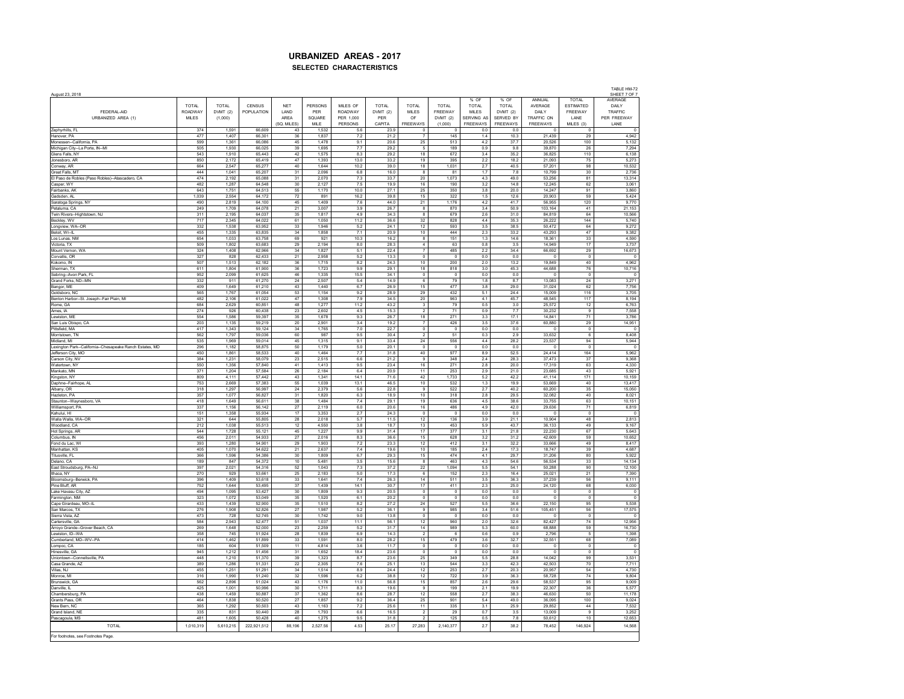# URBANIZED AREAS - 2017

## SELECTED CHARACTERISTICS

August 23, 2018

TABLE HM-72
SHEET 7 OF 7

| FEDERAL-AID URBANIZED AREA (1) | TOTAL ROADWAY MILES | TOTAL DVMT (2) (1,000) | CENSUS POPULATION | NET LAND AREA (SQ. MILES) | PERSONS PER SQUARE MILE | MILES OF ROADWAY PER 1,000 PERSONS | TOTAL DVMT (2) PER CAPITA | TOTAL MILES OF FREEWAYS | TOTAL FREEWAY DVMT (2) (1,000) | % OF TOTAL MILES SERVING AS FREEWAYS | % OF TOTAL DVMT (2) SERVED BY FREEWAYS | ANNUAL AVERAGE DAILY TRAFFIC ON FREEWAYS | TOTAL ESTIMATED FREEWAY LANE MILES (3) | AVERAGE DAILY TRAFFIC PER FREEWAY LANE |
|---|---|---|---|---|---|---|---|---|---|---|---|---|---|---|
| Zephyrhills, FL | 374 | 1,591 | 66,609 | 43 | 1,532 | 5.6 | 23.9 | 0 | 0 | 0.0 | 0.0 | 0 | 0 | 0 |
| Hanover, PA | 477 | 1,407 | 66,301 | 36 | 1,837 | 7.2 | 21.2 | 7 | 145 | 1.4 | 10.3 | 21,439 | 29 | 4,942 |
| Monessen--California, PA | 599 | 1,361 | 66,086 | 45 | 1,478 | 9.1 | 20.6 | 25 | 513 | 4.2 | 37.7 | 20,526 | 100 | 5,132 |
| Michigan City--La Porte, IN--MI | 505 | 1,930 | 66,025 | 39 | 1,695 | 7.7 | 29.2 | 5 | 189 | 0.9 | 9.8 | 39,870 | 26 | 7,294 |
| Glens Falls, NY | 543 | 1,910 | 65,443 | 42 | 1,575 | 8.3 | 29.2 | 18 | 672 | 3.4 | 35.2 | 36,825 | 110 | 6,138 |
| Jonesboro, AR | 850 | 2,172 | 65,419 | 47 | 1,393 | 13.0 | 33.2 | 19 | 395 | 2.2 | 18.2 | 21,093 | 75 | 5,273 |
| Conway, AR | 664 | 2,547 | 65,277 | 40 | 1,644 | 10.2 | 39.0 | 18 | 1,031 | 2.7 | 40.5 | 57,201 | 98 | 10,532 |
| Great Falls, MT | 444 | 1,041 | 65,207 | 31 | 2,096 | 6.8 | 16.0 | 8 | 81 | 1.7 | 7.8 | 10,799 | 30 | 2,736 |
| El Paso de Robles (Paso Robles)--Atascadero, CA | 474 | 2,192 | 65,088 | 31 | 2,070 | 7.3 | 33.7 | 20 | 1,073 | 4.3 | 49.0 | 53,256 | 81 | 13,314 |
| Casper, WY | 482 | 1,287 | 64,548 | 30 | 2,127 | 7.5 | 19.9 | 16 | 190 | 3.2 | 14.8 | 12,245 | 62 | 3,061 |
| Fairbanks, AK | 643 | 1,751 | 64,513 | 55 | 1,170 | 10.0 | 27.1 | 25 | 350 | 3.8 | 20.0 | 14,247 | 91 | 3,860 |
| Gadsden, AL | 1,039 | 2,554 | 64,172 | 72 | 891 | 16.2 | 39.8 | 15 | 322 | 1.5 | 12.6 | 20,903 | 59 | 5,424 |
| Saratoga Springs, NY | 490 | 2,819 | 64,100 | 45 | 1,409 | 7.6 | 44.0 | 21 | 1,176 | 4.2 | 41.7 | 56,955 | 120 | 9,770 |
| Petaluma, CA | 249 | 1,709 | 64,078 | 21 | 3,007 | 3.9 | 26.7 | 8 | 870 | 3.4 | 50.9 | 103,164 | 41 | 21,153 |
| Twin Rivers--Hightstown, NJ | 311 | 2,195 | 64,037 | 35 | 1,817 | 4.9 | 34.3 | 8 | 679 | 2.6 | 31.0 | 84,819 | 64 | 10,566 |
| Beckley, WV | 717 | 2,345 | 64,022 | 61 | 1,050 | 11.2 | 36.6 | 32 | 828 | 4.4 | 35.3 | 26,222 | 144 | 5,740 |
| Longview, WA--OR | 332 | 1,538 | 63,952 | 33 | 1,946 | 5.2 | 24.1 | 12 | 593 | 3.5 | 38.5 | 50,472 | 64 | 9,272 |
| Beloit, WI--IL | 455 | 1,335 | 63,835 | 34 | 1,858 | 7.1 | 20.9 | 10 | 444 | 2.3 | 33.2 | 43,293 | 47 | 9,382 |
| Los Lunas, NM | 654 | 1,033 | 63,758 | 69 | 921 | 10.3 | 16.2 | 8 | 151 | 1.3 | 14.6 | 18,361 | 33 | 4,590 |
| Victoria, TX | 509 | 1,802 | 63,683 | 29 | 2,194 | 8.0 | 28.3 | 4 | 63 | 0.8 | 3.5 | 14,949 | 17 | 3,737 |
| Mount Vernon, WA | 324 | 1,408 | 62,966 | 34 | 1,827 | 5.1 | 22.4 | 7 | 485 | 2.2 | 34.4 | 66,692 | 29 | 16,673 |
| Corvallis, OR | 327 | 828 | 62,433 | 21 | 2,958 | 5.2 | 13.3 | 0 | 0 | 0.0 | 0.0 | 0 | 0 | 0 |
| Kokomo, IN | 507 | 1,513 | 62,182 | 36 | 1,715 | 8.2 | 24.3 | 10 | 200 | 2.0 | 13.2 | 19,849 | 40 | 4,962 |
| Sherman, TX | 611 | 1,804 | 61,900 | 36 | 1,723 | 9.9 | 29.1 | 18 | 818 | 3.0 | 45.3 | 44,888 | 76 | 10,716 |
| Sebring--Avon Park, FL | 952 | 2,099 | 61,625 | 46 | 1,335 | 15.5 | 34.1 | 0 | 0 | 0.0 | 0.0 | 0 | 0 | 0 |
| Grand Forks, ND--MN | 332 | 911 | 61,270 | 24 | 2,507 | 5.4 | 14.9 | 6 | 79 | 1.8 | 8.7 | 13,083 | 24 | 3,271 |
| Bangor, ME | 409 | 1,649 | 61,210 | 43 | 1,440 | 6.7 | 26.9 | 15 | 477 | 3.8 | 29.0 | 31,024 | 62 | 7,756 |
| Goldsboro, NC | 565 | 1,767 | 61,054 | 53 | 1,154 | 9.2 | 28.9 | 29 | 432 | 5.1 | 24.4 | 15,009 | 116 | 3,705 |
| Benton Harbor--St. Joseph--Fair Plain, MI | 482 | 2,106 | 61,022 | 47 | 1,308 | 7.9 | 34.5 | 20 | 963 | 4.1 | 45.7 | 48,545 | 117 | 8,194 |
| Rome, GA | 684 | 2,629 | 60,851 | 48 | 1,277 | 11.2 | 43.2 | 3 | 79 | 0.5 | 3.0 | 25,572 | 12 | 6,763 |
| Ames, IA | 274 | 926 | 60,438 | 23 | 2,602 | 4.5 | 15.3 | 2 | 71 | 0.9 | 7.7 | 30,232 | 9 | 7,558 |
| Lewiston, ME | 554 | 1,586 | 59,397 | 35 | 1,678 | 9.3 | 26.7 | 18 | 271 | 3.3 | 17.1 | 14,841 | 71 | 3,786 |
| San Luis Obispo, CA | 203 | 1,135 | 59,219 | 20 | 2,901 | 3.4 | 19.2 | 7 | 426 | 3.5 | 37.6 | 60,880 | 29 | 14,951 |
| Pittsfield, MA | 417 | 1,343 | 59,124 | 34 | 1,765 | 7.0 | 22.7 | 0 | 0 | 0.0 | 0.0 | 0 | 0 | 0 |
| Morristown, TN | 562 | 1,797 | 59,036 | 60 | 987 | 9.5 | 30.4 | 2 | 51 | 0.3 | 2.9 | 33,632 | 6 | 8,408 |
| Midland, MI | 535 | 1,969 | 59,014 | 45 | 1,315 | 9.1 | 33.4 | 24 | 556 | 4.4 | 28.2 | 23,537 | 94 | 5,944 |
| Lexington Park--California--Chesapeake Ranch Estates, MD | 296 | 1,182 | 58,875 | 50 | 1,179 | 5.0 | 20.1 | 0 | 0 | 0.0 | 0.0 | 0 | 0 | 0 |
| Jefferson City, MO | 450 | 1,861 | 58,533 | 40 | 1,464 | 7.7 | 31.8 | 40 | 977 | 8.9 | 52.5 | 24,414 | 164 | 5,962 |
| Carson City, NV | 384 | 1,231 | 58,079 | 23 | 2,515 | 6.6 | 21.2 | 9 | 348 | 2.4 | 28.3 | 37,473 | 37 | 9,368 |
| Watertown, NY | 550 | 1,356 | 57,840 | 41 | 1,413 | 9.5 | 23.4 | 16 | 271 | 2.8 | 20.0 | 17,319 | 63 | 4,330 |
| Mankato, MN | 371 | 1,204 | 57,584 | 26 | 2,184 | 6.4 | 20.9 | 11 | 253 | 2.9 | 21.0 | 23,685 | 43 | 5,921 |
| Kingston, NY | 809 | 4,111 | 57,442 | 43 | 1,341 | 14.1 | 71.6 | 42 | 1,733 | 5.2 | 42.2 | 41,114 | 171 | 10,159 |
| Daphne--Fairhope, AL | 753 | 2,669 | 57,383 | 55 | 1,039 | 13.1 | 46.5 | 10 | 532 | 1.3 | 19.9 | 53,669 | 40 | 13,417 |
| Albany, OR | 318 | 1,297 | 56,997 | 24 | 2,379 | 5.6 | 22.8 | 9 | 522 | 2.7 | 40.2 | 60,200 | 35 | 15,050 |
| Hazleton, PA | 357 | 1,077 | 56,827 | 31 | 1,820 | 6.3 | 18.9 | 10 | 318 | 2.8 | 29.5 | 32,082 | 40 | 8,021 |
| Staunton--Waynesboro, VA | 418 | 1,649 | 56,611 | 38 | 1,484 | 7.4 | 29.1 | 19 | 636 | 4.5 | 38.6 | 33,755 | 63 | 10,151 |
| Williamsport, PA | 337 | 1,156 | 56,142 | 27 | 2,119 | 6.0 | 20.6 | 16 | 486 | 4.9 | 42.0 | 29,636 | 71 | 6,819 |
| Kahului, HI | 151 | 1,358 | 55,934 | 17 | 3,353 | 2.7 | 24.3 | 0 | 0 | 0.0 | 0.0 | 0 | 0 | 0 |
| Walla Walla, WA--OR | 321 | 644 | 55,805 | 28 | 2,018 | 5.7 | 11.5 | 12 | 136 | 3.9 | 21.1 | 10,904 | 48 | 2,813 |
| Woodland, CA | 212 | 1,038 | 55,513 | 12 | 4,550 | 3.8 | 18.7 | 13 | 453 | 5.9 | 43.7 | 36,133 | 49 | 9,167 |
| Hot Springs, AR | 544 | 1,728 | 55,121 | 45 | 1,227 | 9.9 | 31.4 | 17 | 377 | 3.1 | 21.8 | 22,230 | 67 | 5,643 |
| Columbus, IN | 456 | 2,011 | 54,933 | 27 | 2,016 | 8.3 | 36.6 | 15 | 628 | 3.2 | 31.2 | 42,609 | 59 | 10,652 |
| Fond du Lac, WI | 393 | 1,280 | 54,901 | 29 | 1,903 | 7.2 | 23.3 | 12 | 412 | 3.1 | 32.2 | 33,666 | 49 | 8,417 |
| Manhattan, KS | 405 | 1,070 | 54,622 | 21 | 2,637 | 7.4 | 19.6 | 10 | 185 | 2.4 | 17.3 | 18,747 | 39 | 4,687 |
| Titusville, FL | 366 | 1,596 | 54,386 | 30 | 1,809 | 6.7 | 29.3 | 15 | 474 | 4.1 | 29.7 | 31,206 | 80 | 5,922 |
| Delano, CA | 189 | 847 | 54,372 | 10 | 5,481 | 3.5 | 15.6 | 8 | 463 | 4.3 | 54.6 | 56,534 | 33 | 14,134 |
| East Stroudsburg, PA--NJ | 397 | 2,021 | 54,316 | 52 | 1,043 | 7.3 | 37.2 | 22 | 1,094 | 5.5 | 54.1 | 50,288 | 90 | 12,100 |
| Ithaca, NY | 270 | 929 | 53,661 | 25 | 2,183 | 5.0 | 17.3 | 6 | 152 | 2.3 | 16.4 | 25,021 | 21 | 7,390 |
| Bloomsburg--Berwick, PA | 396 | 1,409 | 53,618 | 33 | 1,641 | 7.4 | 26.3 | 14 | 511 | 3.5 | 36.3 | 37,239 | 56 | 9,111 |
| Pine Bluff, AR | 752 | 1,644 | 53,495 | 37 | 1,439 | 14.1 | 30.7 | 17 | 411 | 2.3 | 25.0 | 24,120 | 68 | 6,030 |
| Lake Havasu City, AZ | 494 | 1,095 | 53,427 | 30 | 1,809 | 9.3 | 20.5 | 0 | 0 | 0.0 | 0.0 | 0 | 0 | 0 |
| Farmington, NM | 323 | 1,072 | 53,049 | 35 | 1,520 | 6.1 | 20.2 | 0 | 0 | 0.0 | 0.0 | 0 | 0 | 0 |
| Cape Girardeau, MO--IL | 433 | 1,439 | 52,900 | 35 | 1,510 | 8.2 | 27.2 | 24 | 527 | 5.5 | 36.6 | 22,150 | 95 | 5,538 |
| San Marcos, TX | 276 | 1,908 | 52,826 | 27 | 1,987 | 5.2 | 36.1 | 9 | 985 | 3.4 | 51.6 | 105,451 | 56 | 17,575 |
| Sierra Vista, AZ | 473 | 728 | 52,745 | 30 | 1,742 | 9.0 | 13.8 | 0 | 0 | 0.0 | 0.0 | 0 | 0 | 0 |
| Cartersville, GA | 584 | 2,943 | 52,477 | 51 | 1,037 | 11.1 | 56.1 | 12 | 960 | 2.0 | 32.6 | 82,427 | 74 | 12,956 |
| Arroyo Grande--Grover Beach, CA | 269 | 1,648 | 52,000 | 23 | 2,259 | 5.2 | 31.7 | 14 | 989 | 5.3 | 60.0 | 68,888 | 59 | 16,730 |
| Lewiston, ID--WA | 358 | 745 | 51,924 | 28 | 1,839 | 6.9 | 14.3 | 2 | 6 | 0.6 | 0.9 | 2,796 | 5 | 1,398 |
| Cumberland, MD--WV--PA | 414 | 1,462 | 51,899 | 33 | 1,591 | 8.0 | 28.2 | 15 | 479 | 3.6 | 32.7 | 32,551 | 68 | 7,089 |
| Lompoc, CA | 185 | 604 | 51,509 | 11 | 4,814 | 3.6 | 11.7 | 0 | 0 | 0.0 | 0.0 | 0 | 0 | 0 |
| Hinesville, GA | 945 | 1,212 | 51,456 | 31 | 1,652 | 18.4 | 23.6 | 0 | 0 | 0.0 | 0.0 | 0 | 0 | 0 |
| Uniontown--Connellsville, PA | 448 | 1,210 | 51,370 | 39 | 1,323 | 8.7 | 23.6 | 25 | 349 | 5.5 | 28.8 | 14,042 | 99 | 3,531 |
| Casa Grande, AZ | 389 | 1,286 | 51,331 | 22 | 2,305 | 7.6 | 25.1 | 13 | 544 | 3.3 | 42.3 | 42,503 | 70 | 7,711 |
| Villas, NJ | 455 | 1,251 | 51,291 | 34 | 1,514 | 8.9 | 24.4 | 12 | 253 | 2.7 | 20.3 | 20,957 | 54 | 4,730 |
| Monroe, MI | 316 | 1,990 | 51,240 | 32 | 1,596 | 6.2 | 38.8 | 12 | 722 | 3.9 | 36.3 | 58,728 | 74 | 9,804 |
| Brunswick, GA | 562 | 2,896 | 51,024 | 43 | 1,176 | 11.0 | 56.8 | 15 | 857 | 2.6 | 29.6 | 58,537 | 95 | 9,009 |
| Danville, IL | 425 | 1,001 | 50,996 | 30 | 1,711 | 8.3 | 19.6 | 9 | 199 | 2.1 | 19.9 | 22,307 | 36 | 5,577 |
| Chambersburg, PA | 438 | 1,459 | 50,887 | 37 | 1,362 | 8.6 | 28.7 | 12 | 558 | 2.7 | 38.3 | 46,630 | 50 | 11,178 |
| Grants Pass, OR | 464 | 1,838 | 50,520 | 27 | 1,857 | 9.2 | 36.4 | 25 | 901 | 5.4 | 49.0 | 36,095 | 100 | 9,024 |
| New Bern, NC | 365 | 1,292 | 50,503 | 43 | 1,163 | 7.2 | 25.6 | 11 | 335 | 3.1 | 25.9 | 29,852 | 44 | 7,532 |
| Grand Island, NE | 335 | 831 | 50,440 | 28 | 1,793 | 6.6 | 16.5 | 2 | 29 | 0.7 | 3.5 | 13,009 | 9 | 3,252 |
| Pascagoula, MS | 481 | 1,605 | 50,428 | 40 | 1,275 | 9.5 | 31.8 | 2 | 125 | 0.5 | 7.8 | 50,612 | 10 | 12,653 |
| TOTAL | 1,010,319 | 5,610,215 | 222,921,512 | 88,196 | 2,527.56 | 4.53 | 25.17 | 27,283 | 2,140,377 | 2.7 | 38.2 | 78,452 | 146,924 | 14,568 |

For footnotes, see Footnotes Page.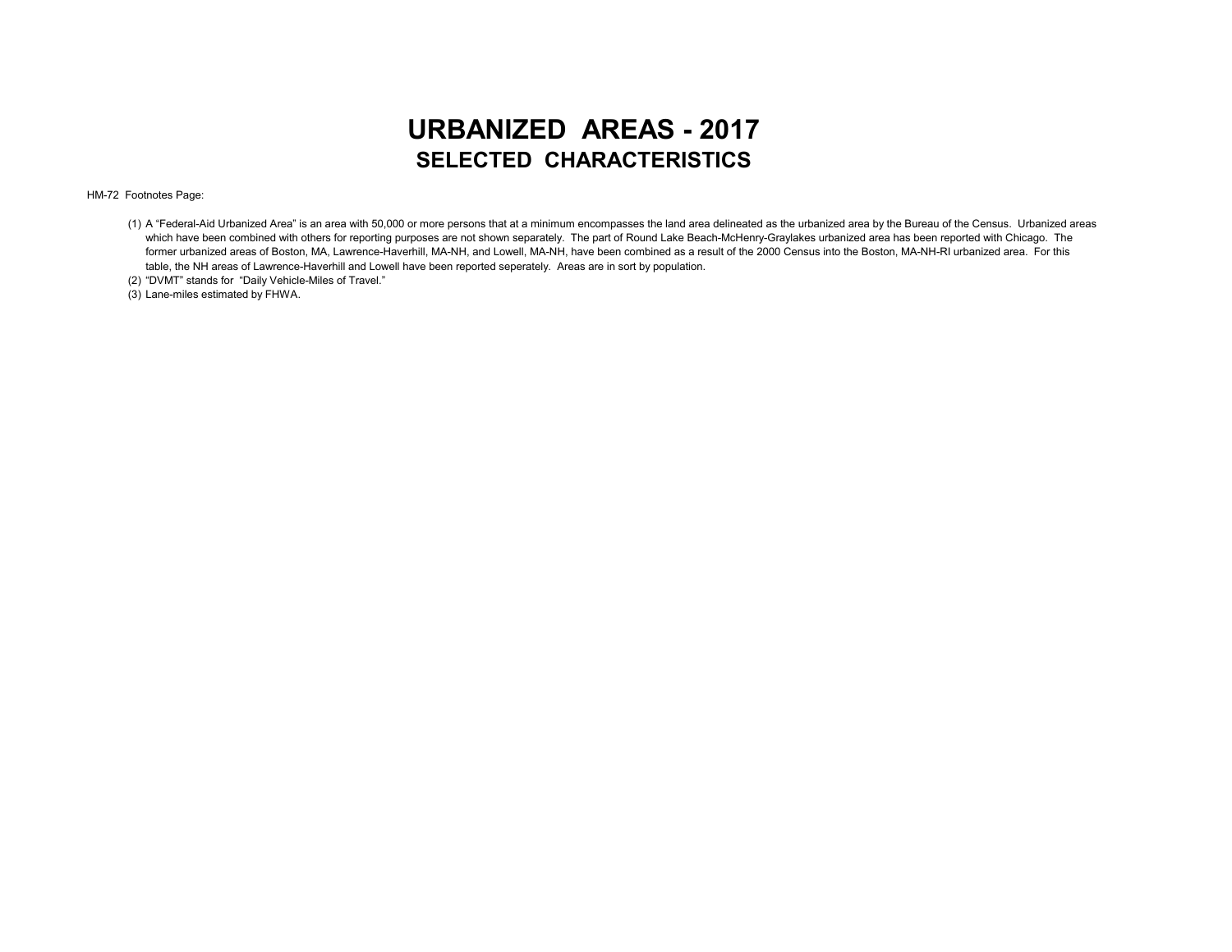# URBANIZED AREAS - 2017
## SELECTED CHARACTERISTICS

HM-72 Footnotes Page:

(1) A “Federal-Aid Urbanized Area” is an area with 50,000 or more persons that at a minimum encompasses the land area delineated as the urbanized area by the Bureau of the Census. Urbanized areas which have been combined with others for reporting purposes are not shown separately. The part of Round Lake Beach-McHenry-Graylakes urbanized area has been reported with Chicago. The former urbanized areas of Boston, MA, Lawrence-Haverhill, MA-NH, and Lowell, MA-NH, have been combined as a result of the 2000 Census into the Boston, MA-NH-RI urbanized area. For this table, the NH areas of Lawrence-Haverhill and Lowell have been reported seperately. Areas are in sort by population.

(2) “DVMT” stands for “Daily Vehicle-Miles of Travel.”

(3) Lane-miles estimated by FHWA.